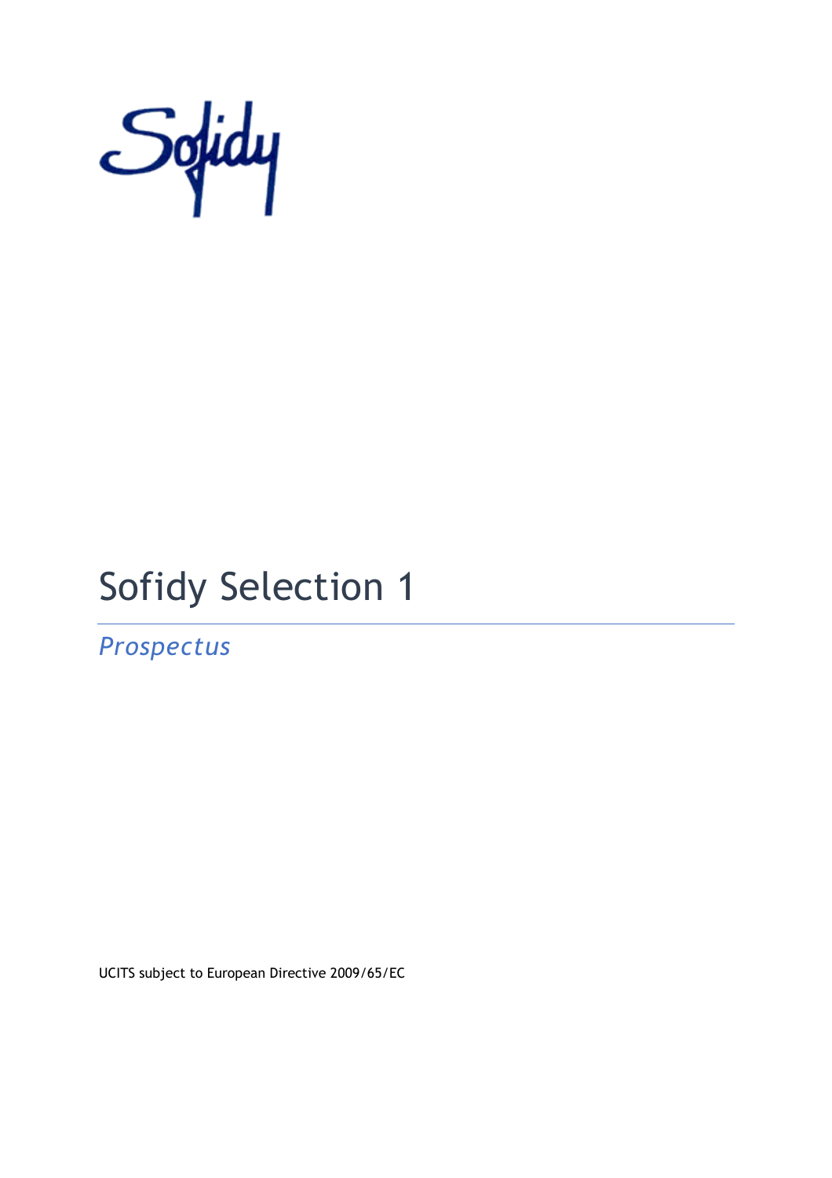Sofidy

# Sofidy Selection 1

*Prospectus*

UCITS subject to European Directive 2009/65/EC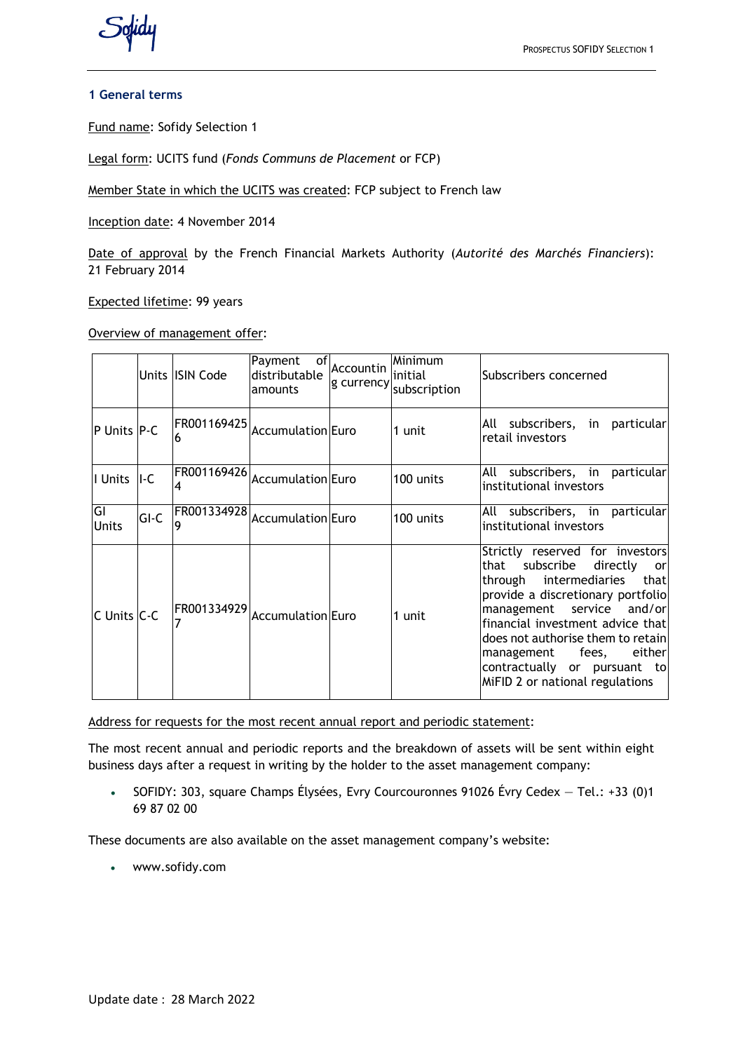## 1 General terms

Fund name: Sofidy Selection 1

Legal form: UCITS fund (*Fonds Communs de Placement* or FCP)

Member State in which the UCITS was created: FCP subject to French law

Inception date: 4 November 2014

Date of approval by the French Financial Markets Authority (*Autorité des Marchés Financiers*): 21 February 2014

Expected lifetime: 99 years

Overview of management offer:

| | Units | ISIN Code | Payment of distributable amounts | Accounting currency | Minimum initial subscription | Subscribers concerned |
|---|---|---|---|---|---|---|
| P Units | P-C | FR0011694256 | Accumulation | Euro | 1 unit | All subscribers, in particular retail investors |
| I Units | I-C | FR0011694264 | Accumulation | Euro | 100 units | All subscribers, in particular institutional investors |
| GI Units | GI-C | FR0013349289 | Accumulation | Euro | 100 units | All subscribers, in particular institutional investors |
| C Units | C-C | FR0013349297 | Accumulation | Euro | 1 unit | Strictly reserved for investors that subscribe directly or through intermediaries that provide a discretionary portfolio management service and/or financial investment advice that does not authorise them to retain management fees, either contractually or pursuant to MiFID 2 or national regulations |

Address for requests for the most recent annual report and periodic statement:

The most recent annual and periodic reports and the breakdown of assets will be sent within eight business days after a request in writing by the holder to the asset management company:

- SOFIDY: 303, square Champs Élysées, Evry Courcouronnes 91026 Évry Cedex – Tel.: +33 (0)1 69 87 02 00

These documents are also available on the asset management company's website:

- www.sofidy.com

Update date : 28 March 2022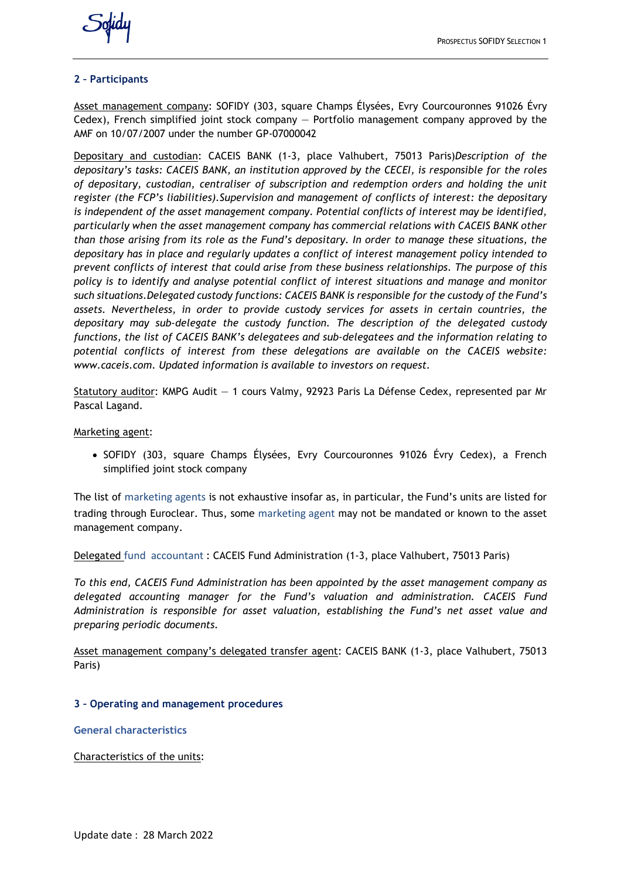## 2 - Participants

Asset management company: SOFIDY (303, square Champs Élysées, Evry Courcouronnes 91026 Évry Cedex), French simplified joint stock company — Portfolio management company approved by the AMF on 10/07/2007 under the number GP-07000042

Depositary and custodian: CACEIS BANK (1-3, place Valhubert, 75013 Paris)*Description of the depositary's tasks: CACEIS BANK, an institution approved by the CECEI, is responsible for the roles of depositary, custodian, centraliser of subscription and redemption orders and holding the unit register (the FCP's liabilities).Supervision and management of conflicts of interest: the depositary is independent of the asset management company. Potential conflicts of interest may be identified, particularly when the asset management company has commercial relations with CACEIS BANK other than those arising from its role as the Fund's depositary. In order to manage these situations, the depositary has in place and regularly updates a conflict of interest management policy intended to prevent conflicts of interest that could arise from these business relationships. The purpose of this policy is to identify and analyse potential conflict of interest situations and manage and monitor such situations.Delegated custody functions: CACEIS BANK is responsible for the custody of the Fund's assets. Nevertheless, in order to provide custody services for assets in certain countries, the depositary may sub-delegate the custody function. The description of the delegated custody functions, the list of CACEIS BANK's delegatees and sub-delegatees and the information relating to potential conflicts of interest from these delegations are available on the CACEIS website: www.caceis.com. Updated information is available to investors on request.*

Statutory auditor: KPMG Audit — 1 cours Valmy, 92923 Paris La Défense Cedex, represented par Mr Pascal Lagand.

Marketing agent:

- SOFIDY (303, square Champs Élysées, Evry Courcouronnes 91026 Évry Cedex), a French simplified joint stock company

The list of marketing agents is not exhaustive insofar as, in particular, the Fund's units are listed for trading through Euroclear. Thus, some marketing agent may not be mandated or known to the asset management company.

Delegated fund accountant : CACEIS Fund Administration (1-3, place Valhubert, 75013 Paris)

*To this end, CACEIS Fund Administration has been appointed by the asset management company as delegated accounting manager for the Fund's valuation and administration. CACEIS Fund Administration is responsible for asset valuation, establishing the Fund's net asset value and preparing periodic documents.*

Asset management company's delegated transfer agent: CACEIS BANK (1-3, place Valhubert, 75013 Paris)

## 3 - Operating and management procedures

### General characteristics

Characteristics of the units:

Update date : 28 March 2022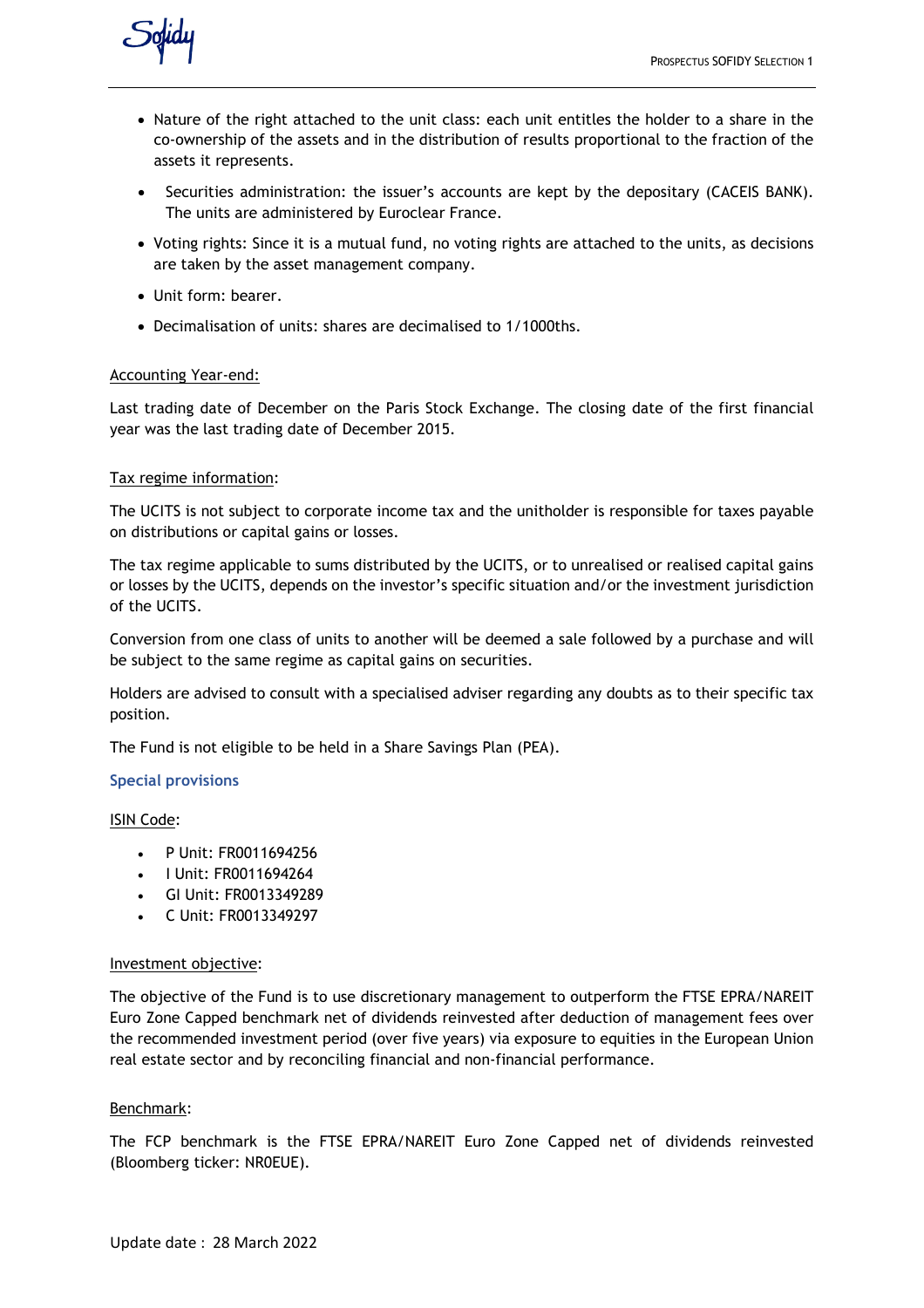- Nature of the right attached to the unit class: each unit entitles the holder to a share in the co-ownership of the assets and in the distribution of results proportional to the fraction of the assets it represents.
- Securities administration: the issuer's accounts are kept by the depositary (CACEIS BANK). The units are administered by Euroclear France.
- Voting rights: Since it is a mutual fund, no voting rights are attached to the units, as decisions are taken by the asset management company.
- Unit form: bearer.
- Decimalisation of units: shares are decimalised to 1/1000ths.

Accounting Year-end:

Last trading date of December on the Paris Stock Exchange. The closing date of the first financial year was the last trading date of December 2015.

Tax regime information:

The UCITS is not subject to corporate income tax and the unitholder is responsible for taxes payable on distributions or capital gains or losses.

The tax regime applicable to sums distributed by the UCITS, or to unrealised or realised capital gains or losses by the UCITS, depends on the investor's specific situation and/or the investment jurisdiction of the UCITS.

Conversion from one class of units to another will be deemed a sale followed by a purchase and will be subject to the same regime as capital gains on securities.

Holders are advised to consult with a specialised adviser regarding any doubts as to their specific tax position.

The Fund is not eligible to be held in a Share Savings Plan (PEA).

## Special provisions

ISIN Code:

- P Unit: FR0011694256
- I Unit: FR0011694264
- GI Unit: FR0013349289
- C Unit: FR0013349297

Investment objective:

The objective of the Fund is to use discretionary management to outperform the FTSE EPRA/NAREIT Euro Zone Capped benchmark net of dividends reinvested after deduction of management fees over the recommended investment period (over five years) via exposure to equities in the European Union real estate sector and by reconciling financial and non-financial performance.

Benchmark:

The FCP benchmark is the FTSE EPRA/NAREIT Euro Zone Capped net of dividends reinvested (Bloomberg ticker: NR0EUE).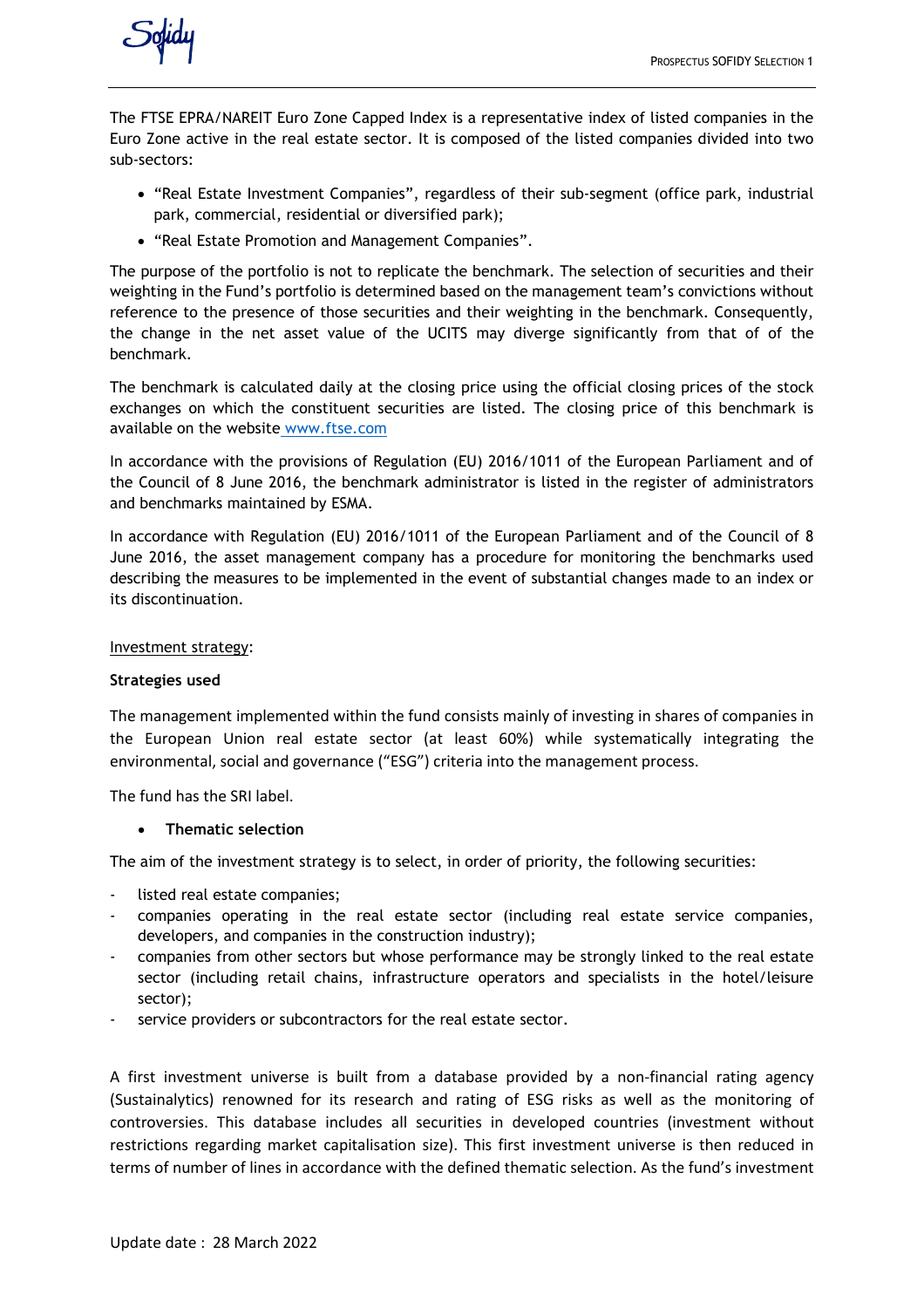The FTSE EPRA/NAREIT Euro Zone Capped Index is a representative index of listed companies in the Euro Zone active in the real estate sector. It is composed of the listed companies divided into two sub-sectors:

- "Real Estate Investment Companies", regardless of their sub-segment (office park, industrial park, commercial, residential or diversified park);
- "Real Estate Promotion and Management Companies".

The purpose of the portfolio is not to replicate the benchmark. The selection of securities and their weighting in the Fund's portfolio is determined based on the management team's convictions without reference to the presence of those securities and their weighting in the benchmark. Consequently, the change in the net asset value of the UCITS may diverge significantly from that of of the benchmark.

The benchmark is calculated daily at the closing price using the official closing prices of the stock exchanges on which the constituent securities are listed. The closing price of this benchmark is available on the website www.ftse.com

In accordance with the provisions of Regulation (EU) 2016/1011 of the European Parliament and of the Council of 8 June 2016, the benchmark administrator is listed in the register of administrators and benchmarks maintained by ESMA.

In accordance with Regulation (EU) 2016/1011 of the European Parliament and of the Council of 8 June 2016, the asset management company has a procedure for monitoring the benchmarks used describing the measures to be implemented in the event of substantial changes made to an index or its discontinuation.

Investment strategy:

**Strategies used**

The management implemented within the fund consists mainly of investing in shares of companies in the European Union real estate sector (at least 60%) while systematically integrating the environmental, social and governance ("ESG") criteria into the management process.

The fund has the SRI label.

- **Thematic selection**

The aim of the investment strategy is to select, in order of priority, the following securities:

- listed real estate companies;
- companies operating in the real estate sector (including real estate service companies, developers, and companies in the construction industry);
- companies from other sectors but whose performance may be strongly linked to the real estate sector (including retail chains, infrastructure operators and specialists in the hotel/leisure sector);
- service providers or subcontractors for the real estate sector.

A first investment universe is built from a database provided by a non-financial rating agency (Sustainalytics) renowned for its research and rating of ESG risks as well as the monitoring of controversies. This database includes all securities in developed countries (investment without restrictions regarding market capitalisation size). This first investment universe is then reduced in terms of number of lines in accordance with the defined thematic selection. As the fund's investment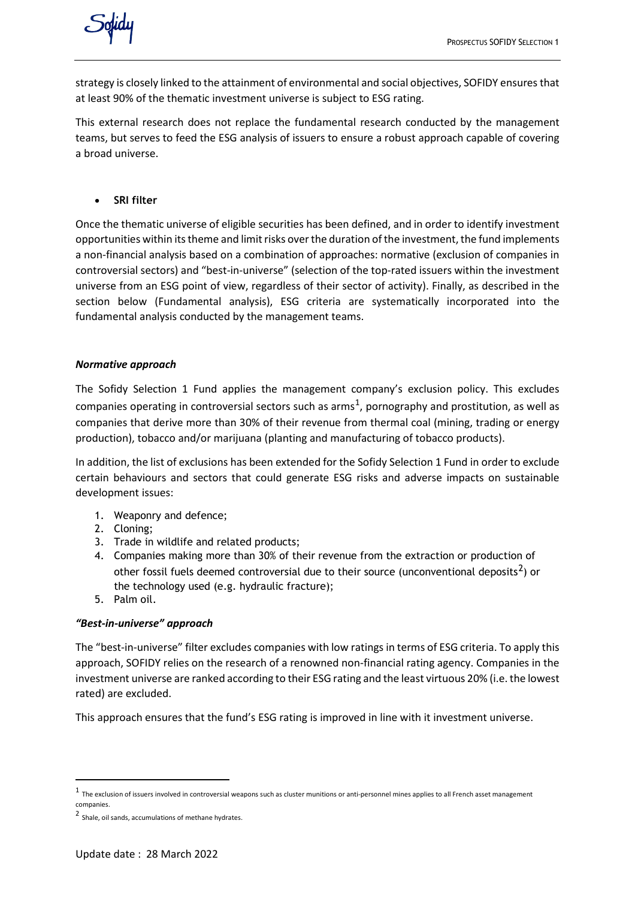strategy is closely linked to the attainment of environmental and social objectives, SOFIDY ensures that at least 90% of the thematic investment universe is subject to ESG rating.

This external research does not replace the fundamental research conducted by the management teams, but serves to feed the ESG analysis of issuers to ensure a robust approach capable of covering a broad universe.

- **SRI filter**

Once the thematic universe of eligible securities has been defined, and in order to identify investment opportunities within its theme and limit risks over the duration of the investment, the fund implements a non-financial analysis based on a combination of approaches: normative (exclusion of companies in controversial sectors) and "best-in-universe" (selection of the top-rated issuers within the investment universe from an ESG point of view, regardless of their sector of activity). Finally, as described in the section below (Fundamental analysis), ESG criteria are systematically incorporated into the fundamental analysis conducted by the management teams.

***Normative approach***

The Sofidy Selection 1 Fund applies the management company's exclusion policy. This excludes companies operating in controversial sectors such as arms[1], pornography and prostitution, as well as companies that derive more than 30% of their revenue from thermal coal (mining, trading or energy production), tobacco and/or marijuana (planting and manufacturing of tobacco products).

In addition, the list of exclusions has been extended for the Sofidy Selection 1 Fund in order to exclude certain behaviours and sectors that could generate ESG risks and adverse impacts on sustainable development issues:

1. Weaponry and defence;
2. Cloning;
3. Trade in wildlife and related products;
4. Companies making more than 30% of their revenue from the extraction or production of other fossil fuels deemed controversial due to their source (unconventional deposits[2]) or the technology used (e.g. hydraulic fracture);
5. Palm oil.

***"Best-in-universe" approach***

The "best-in-universe" filter excludes companies with low ratings in terms of ESG criteria. To apply this approach, SOFIDY relies on the research of a renowned non-financial rating agency. Companies in the investment universe are ranked according to their ESG rating and the least virtuous 20% (i.e. the lowest rated) are excluded.

This approach ensures that the fund's ESG rating is improved in line with it investment universe.

---

[1] The exclusion of issuers involved in controversial weapons such as cluster munitions or anti-personnel mines applies to all French asset management companies.

[2] Shale, oil sands, accumulations of methane hydrates.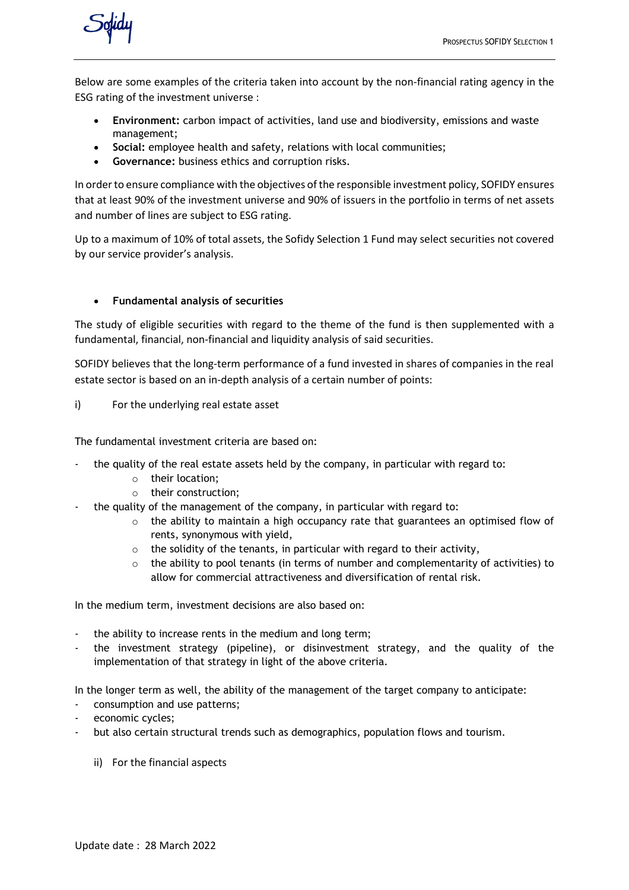Below are some examples of the criteria taken into account by the non-financial rating agency in the ESG rating of the investment universe :

- **Environment:** carbon impact of activities, land use and biodiversity, emissions and waste management;
- **Social:** employee health and safety, relations with local communities;
- **Governance:** business ethics and corruption risks.

In order to ensure compliance with the objectives of the responsible investment policy, SOFIDY ensures that at least 90% of the investment universe and 90% of issuers in the portfolio in terms of net assets and number of lines are subject to ESG rating.

Up to a maximum of 10% of total assets, the Sofidy Selection 1 Fund may select securities not covered by our service provider's analysis.

- **Fundamental analysis of securities**

The study of eligible securities with regard to the theme of the fund is then supplemented with a fundamental, financial, non-financial and liquidity analysis of said securities.

SOFIDY believes that the long-term performance of a fund invested in shares of companies in the real estate sector is based on an in-depth analysis of a certain number of points:

i) For the underlying real estate asset

The fundamental investment criteria are based on:

- the quality of the real estate assets held by the company, in particular with regard to:
  - their location;
  - their construction;
- the quality of the management of the company, in particular with regard to:
  - the ability to maintain a high occupancy rate that guarantees an optimised flow of rents, synonymous with yield,
  - the solidity of the tenants, in particular with regard to their activity,
  - the ability to pool tenants (in terms of number and complementarity of activities) to allow for commercial attractiveness and diversification of rental risk.

In the medium term, investment decisions are also based on:

- the ability to increase rents in the medium and long term;
- the investment strategy (pipeline), or disinvestment strategy, and the quality of the implementation of that strategy in light of the above criteria.

In the longer term as well, the ability of the management of the target company to anticipate:

- consumption and use patterns;
- economic cycles;
- but also certain structural trends such as demographics, population flows and tourism.

ii) For the financial aspects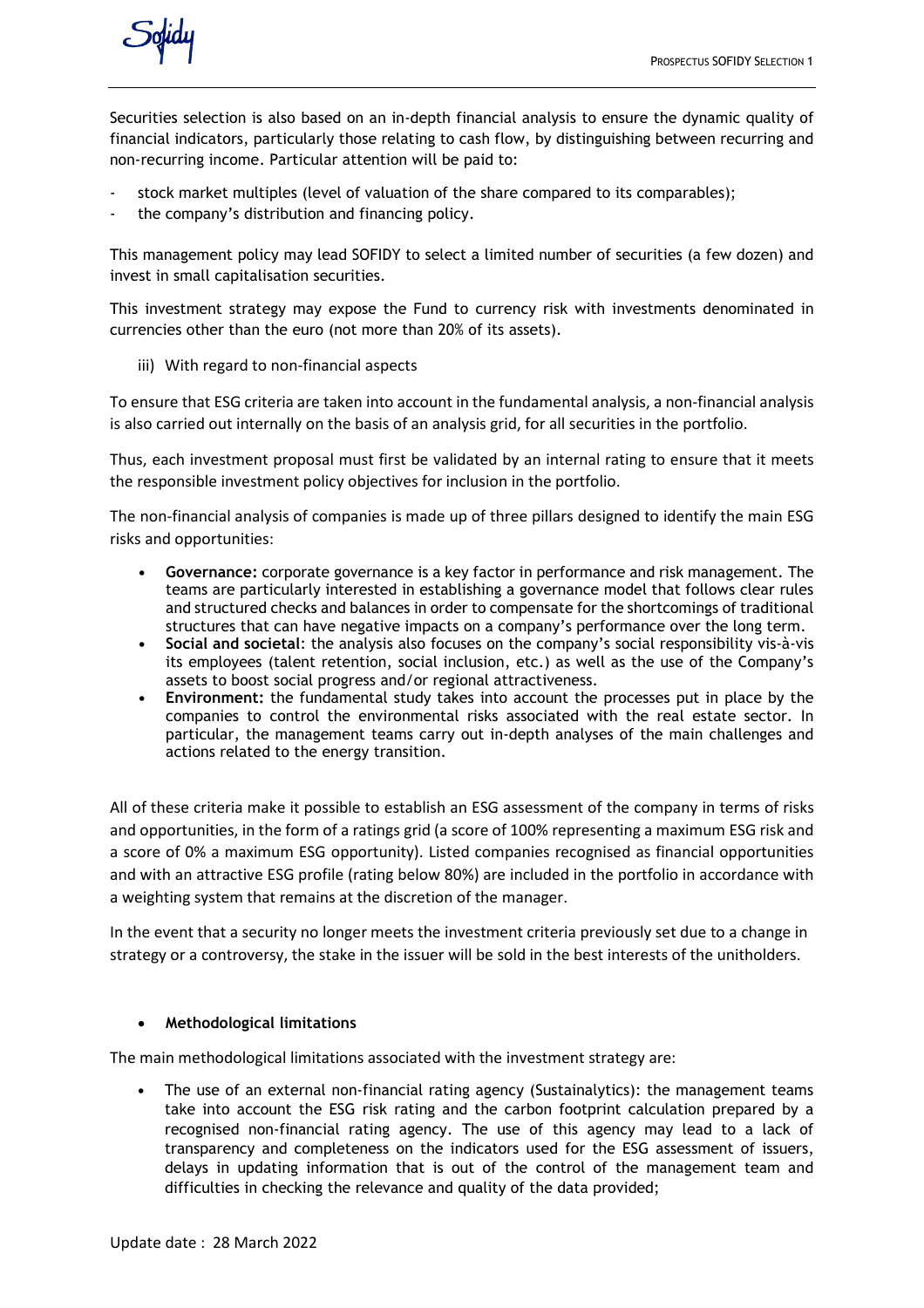Securities selection is also based on an in-depth financial analysis to ensure the dynamic quality of financial indicators, particularly those relating to cash flow, by distinguishing between recurring and non-recurring income. Particular attention will be paid to:

- stock market multiples (level of valuation of the share compared to its comparables);
- the company's distribution and financing policy.

This management policy may lead SOFIDY to select a limited number of securities (a few dozen) and invest in small capitalisation securities.

This investment strategy may expose the Fund to currency risk with investments denominated in currencies other than the euro (not more than 20% of its assets).

iii) With regard to non-financial aspects

To ensure that ESG criteria are taken into account in the fundamental analysis, a non-financial analysis is also carried out internally on the basis of an analysis grid, for all securities in the portfolio.

Thus, each investment proposal must first be validated by an internal rating to ensure that it meets the responsible investment policy objectives for inclusion in the portfolio.

The non-financial analysis of companies is made up of three pillars designed to identify the main ESG risks and opportunities:

- **Governance:** corporate governance is a key factor in performance and risk management. The teams are particularly interested in establishing a governance model that follows clear rules and structured checks and balances in order to compensate for the shortcomings of traditional structures that can have negative impacts on a company's performance over the long term.
- **Social and societal**: the analysis also focuses on the company's social responsibility vis-à-vis its employees (talent retention, social inclusion, etc.) as well as the use of the Company's assets to boost social progress and/or regional attractiveness.
- **Environment:** the fundamental study takes into account the processes put in place by the companies to control the environmental risks associated with the real estate sector. In particular, the management teams carry out in-depth analyses of the main challenges and actions related to the energy transition.

All of these criteria make it possible to establish an ESG assessment of the company in terms of risks and opportunities, in the form of a ratings grid (a score of 100% representing a maximum ESG risk and a score of 0% a maximum ESG opportunity). Listed companies recognised as financial opportunities and with an attractive ESG profile (rating below 80%) are included in the portfolio in accordance with a weighting system that remains at the discretion of the manager.

In the event that a security no longer meets the investment criteria previously set due to a change in strategy or a controversy, the stake in the issuer will be sold in the best interests of the unitholders.

- **Methodological limitations**

The main methodological limitations associated with the investment strategy are:

- The use of an external non-financial rating agency (Sustainalytics): the management teams take into account the ESG risk rating and the carbon footprint calculation prepared by a recognised non-financial rating agency. The use of this agency may lead to a lack of transparency and completeness on the indicators used for the ESG assessment of issuers, delays in updating information that is out of the control of the management team and difficulties in checking the relevance and quality of the data provided;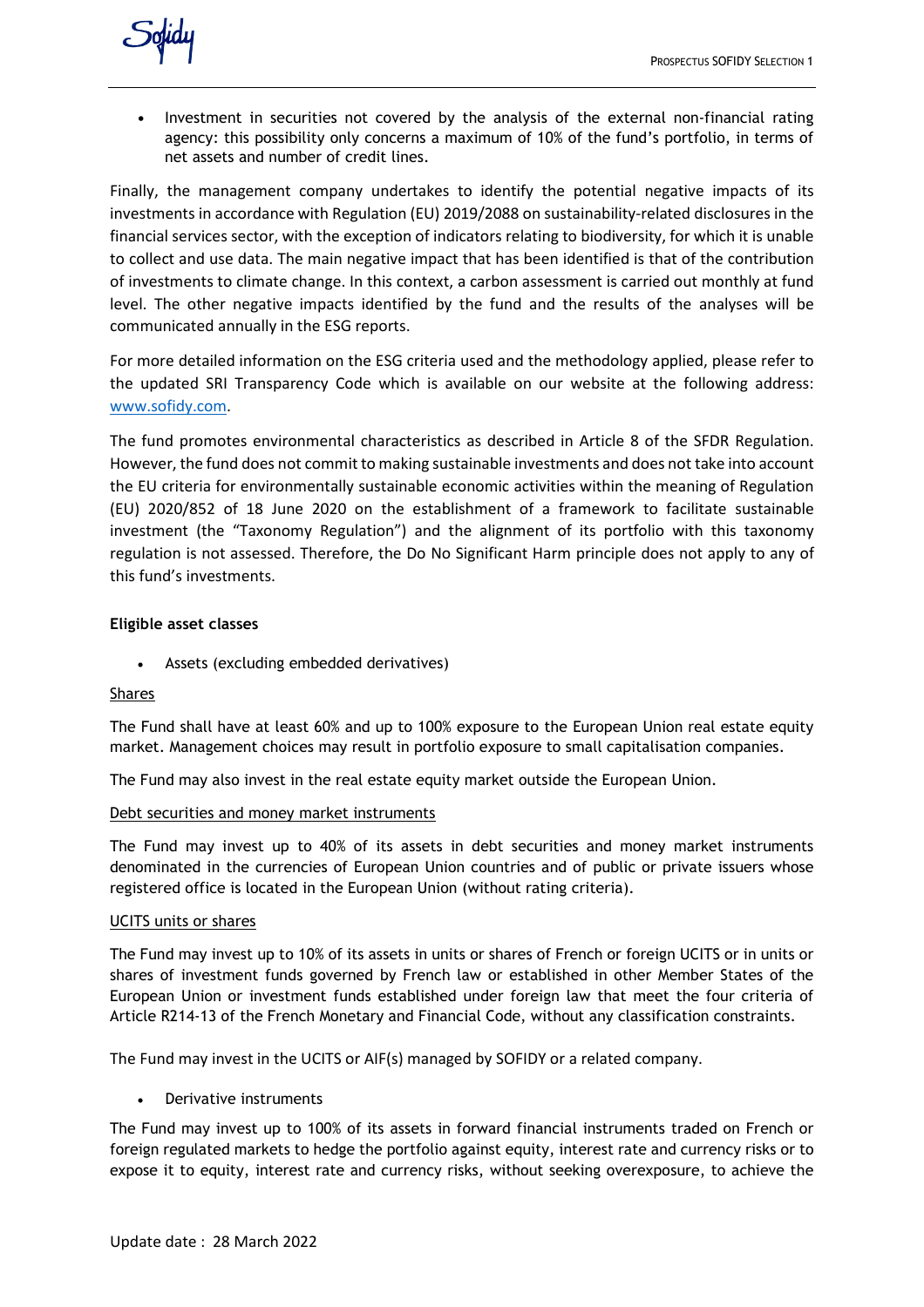- Investment in securities not covered by the analysis of the external non-financial rating agency: this possibility only concerns a maximum of 10% of the fund's portfolio, in terms of net assets and number of credit lines.

Finally, the management company undertakes to identify the potential negative impacts of its investments in accordance with Regulation (EU) 2019/2088 on sustainability-related disclosures in the financial services sector, with the exception of indicators relating to biodiversity, for which it is unable to collect and use data. The main negative impact that has been identified is that of the contribution of investments to climate change. In this context, a carbon assessment is carried out monthly at fund level. The other negative impacts identified by the fund and the results of the analyses will be communicated annually in the ESG reports.

For more detailed information on the ESG criteria used and the methodology applied, please refer to the updated SRI Transparency Code which is available on our website at the following address: www.sofidy.com.

The fund promotes environmental characteristics as described in Article 8 of the SFDR Regulation. However, the fund does not commit to making sustainable investments and does not take into account the EU criteria for environmentally sustainable economic activities within the meaning of Regulation (EU) 2020/852 of 18 June 2020 on the establishment of a framework to facilitate sustainable investment (the "Taxonomy Regulation") and the alignment of its portfolio with this taxonomy regulation is not assessed. Therefore, the Do No Significant Harm principle does not apply to any of this fund's investments.

**Eligible asset classes**

- Assets (excluding embedded derivatives)

Shares

The Fund shall have at least 60% and up to 100% exposure to the European Union real estate equity market. Management choices may result in portfolio exposure to small capitalisation companies.

The Fund may also invest in the real estate equity market outside the European Union.

Debt securities and money market instruments

The Fund may invest up to 40% of its assets in debt securities and money market instruments denominated in the currencies of European Union countries and of public or private issuers whose registered office is located in the European Union (without rating criteria).

UCITS units or shares

The Fund may invest up to 10% of its assets in units or shares of French or foreign UCITS or in units or shares of investment funds governed by French law or established in other Member States of the European Union or investment funds established under foreign law that meet the four criteria of Article R214-13 of the French Monetary and Financial Code, without any classification constraints.

The Fund may invest in the UCITS or AIF(s) managed by SOFIDY or a related company.

- Derivative instruments

The Fund may invest up to 100% of its assets in forward financial instruments traded on French or foreign regulated markets to hedge the portfolio against equity, interest rate and currency risks or to expose it to equity, interest rate and currency risks, without seeking overexposure, to achieve the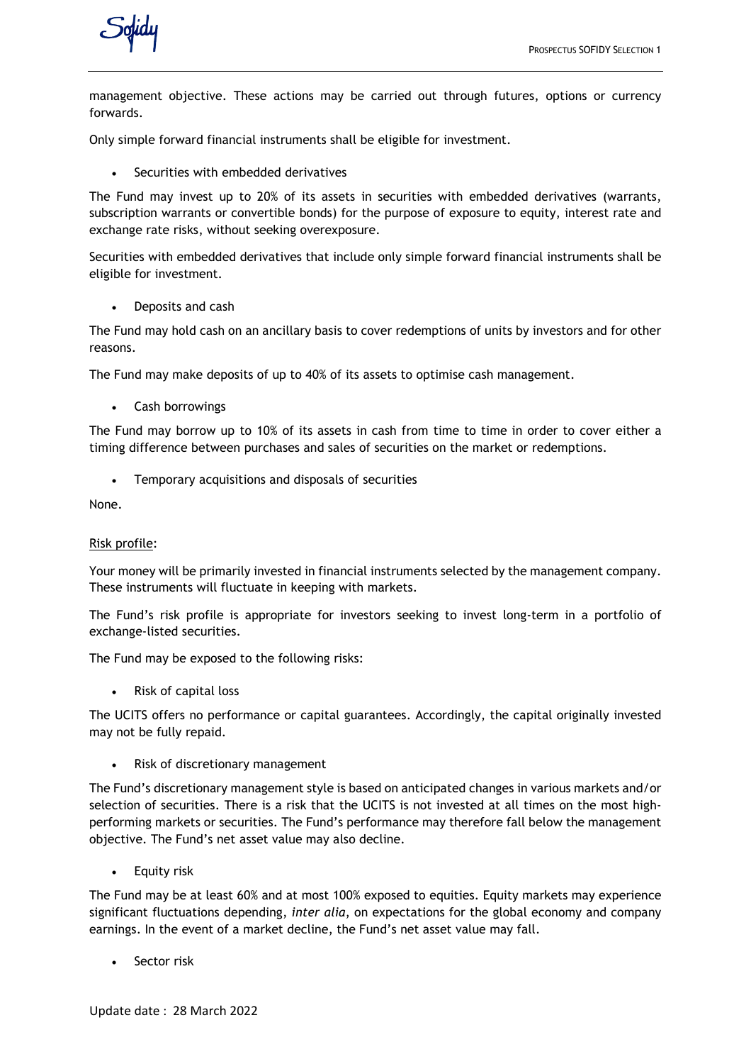management objective. These actions may be carried out through futures, options or currency forwards.

Only simple forward financial instruments shall be eligible for investment.

- Securities with embedded derivatives

The Fund may invest up to 20% of its assets in securities with embedded derivatives (warrants, subscription warrants or convertible bonds) for the purpose of exposure to equity, interest rate and exchange rate risks, without seeking overexposure.

Securities with embedded derivatives that include only simple forward financial instruments shall be eligible for investment.

- Deposits and cash

The Fund may hold cash on an ancillary basis to cover redemptions of units by investors and for other reasons.

The Fund may make deposits of up to 40% of its assets to optimise cash management.

- Cash borrowings

The Fund may borrow up to 10% of its assets in cash from time to time in order to cover either a timing difference between purchases and sales of securities on the market or redemptions.

- Temporary acquisitions and disposals of securities

None.

Risk profile:

Your money will be primarily invested in financial instruments selected by the management company. These instruments will fluctuate in keeping with markets.

The Fund's risk profile is appropriate for investors seeking to invest long-term in a portfolio of exchange-listed securities.

The Fund may be exposed to the following risks:

- Risk of capital loss

The UCITS offers no performance or capital guarantees. Accordingly, the capital originally invested may not be fully repaid.

- Risk of discretionary management

The Fund's discretionary management style is based on anticipated changes in various markets and/or selection of securities. There is a risk that the UCITS is not invested at all times on the most high-performing markets or securities. The Fund's performance may therefore fall below the management objective. The Fund's net asset value may also decline.

- Equity risk

The Fund may be at least 60% and at most 100% exposed to equities. Equity markets may experience significant fluctuations depending, *inter alia*, on expectations for the global economy and company earnings. In the event of a market decline, the Fund's net asset value may fall.

- Sector risk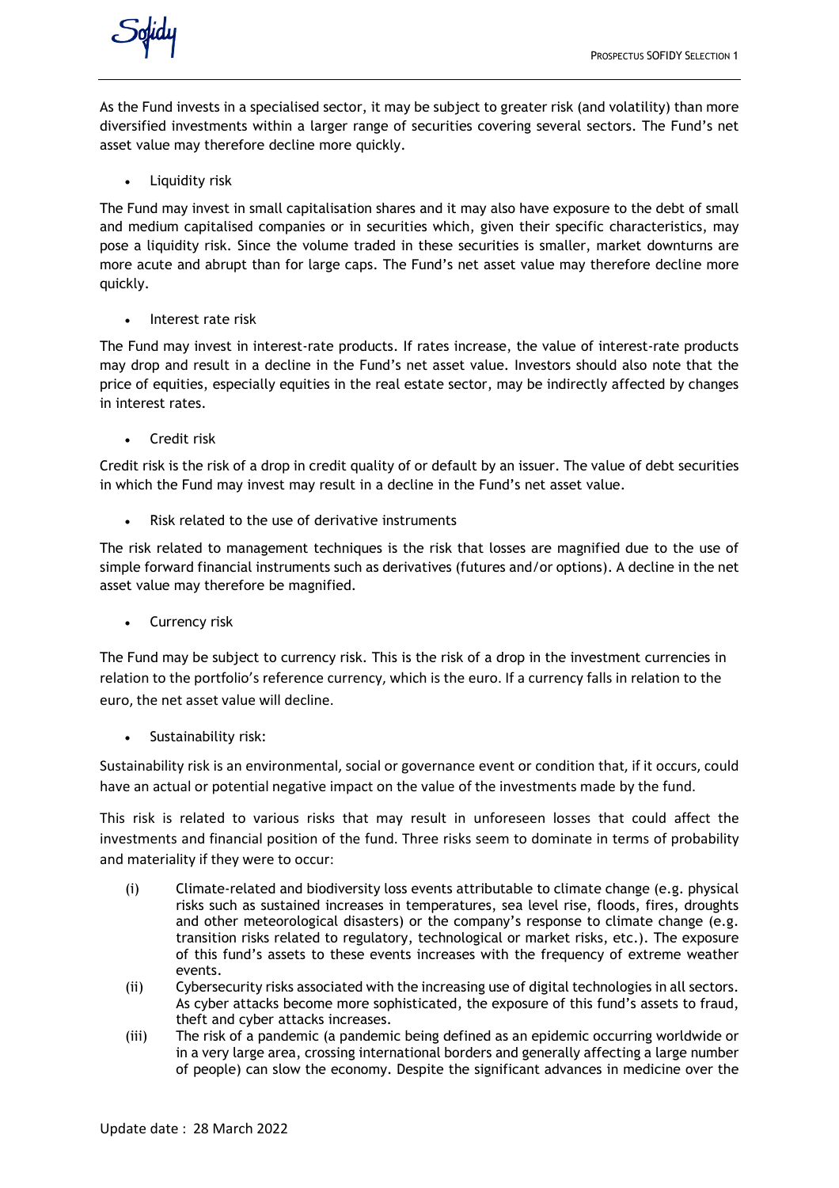As the Fund invests in a specialised sector, it may be subject to greater risk (and volatility) than more diversified investments within a larger range of securities covering several sectors. The Fund's net asset value may therefore decline more quickly.

- Liquidity risk

The Fund may invest in small capitalisation shares and it may also have exposure to the debt of small and medium capitalised companies or in securities which, given their specific characteristics, may pose a liquidity risk. Since the volume traded in these securities is smaller, market downturns are more acute and abrupt than for large caps. The Fund's net asset value may therefore decline more quickly.

- Interest rate risk

The Fund may invest in interest-rate products. If rates increase, the value of interest-rate products may drop and result in a decline in the Fund's net asset value. Investors should also note that the price of equities, especially equities in the real estate sector, may be indirectly affected by changes in interest rates.

- Credit risk

Credit risk is the risk of a drop in credit quality of or default by an issuer. The value of debt securities in which the Fund may invest may result in a decline in the Fund's net asset value.

- Risk related to the use of derivative instruments

The risk related to management techniques is the risk that losses are magnified due to the use of simple forward financial instruments such as derivatives (futures and/or options). A decline in the net asset value may therefore be magnified.

- Currency risk

The Fund may be subject to currency risk. This is the risk of a drop in the investment currencies in relation to the portfolio's reference currency, which is the euro. If a currency falls in relation to the euro, the net asset value will decline.

- Sustainability risk:

Sustainability risk is an environmental, social or governance event or condition that, if it occurs, could have an actual or potential negative impact on the value of the investments made by the fund.

This risk is related to various risks that may result in unforeseen losses that could affect the investments and financial position of the fund. Three risks seem to dominate in terms of probability and materiality if they were to occur:

(i) Climate-related and biodiversity loss events attributable to climate change (e.g. physical risks such as sustained increases in temperatures, sea level rise, floods, fires, droughts and other meteorological disasters) or the company's response to climate change (e.g. transition risks related to regulatory, technological or market risks, etc.). The exposure of this fund's assets to these events increases with the frequency of extreme weather events.

(ii) Cybersecurity risks associated with the increasing use of digital technologies in all sectors. As cyber attacks become more sophisticated, the exposure of this fund's assets to fraud, theft and cyber attacks increases.

(iii) The risk of a pandemic (a pandemic being defined as an epidemic occurring worldwide or in a very large area, crossing international borders and generally affecting a large number of people) can slow the economy. Despite the significant advances in medicine over the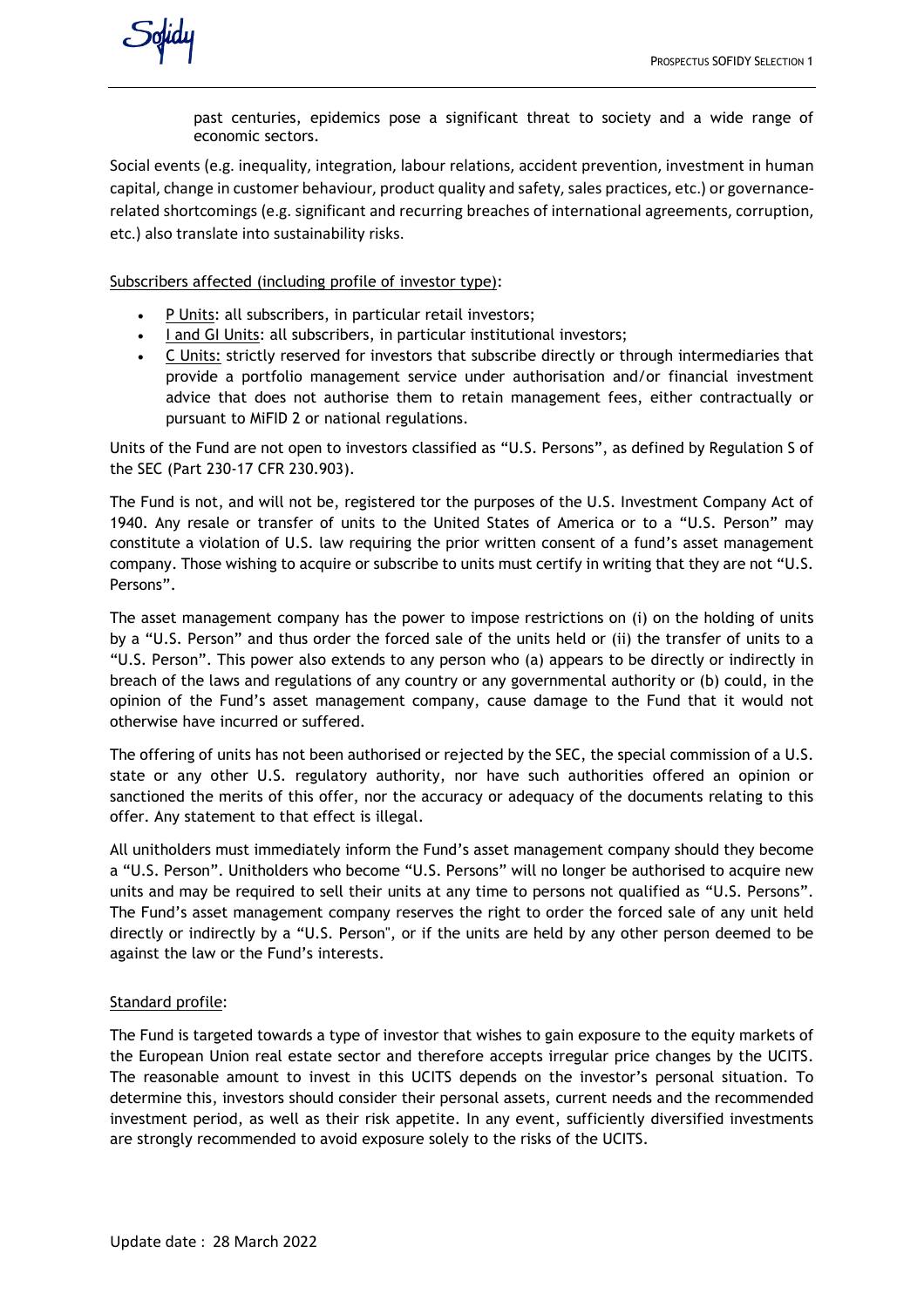past centuries, epidemics pose a significant threat to society and a wide range of economic sectors.

Social events (e.g. inequality, integration, labour relations, accident prevention, investment in human capital, change in customer behaviour, product quality and safety, sales practices, etc.) or governance-related shortcomings (e.g. significant and recurring breaches of international agreements, corruption, etc.) also translate into sustainability risks.

Subscribers affected (including profile of investor type):

- P Units: all subscribers, in particular retail investors;
- I and GI Units: all subscribers, in particular institutional investors;
- C Units: strictly reserved for investors that subscribe directly or through intermediaries that provide a portfolio management service under authorisation and/or financial investment advice that does not authorise them to retain management fees, either contractually or pursuant to MiFID 2 or national regulations.

Units of the Fund are not open to investors classified as "U.S. Persons", as defined by Regulation S of the SEC (Part 230-17 CFR 230.903).

The Fund is not, and will not be, registered tor the purposes of the U.S. Investment Company Act of 1940. Any resale or transfer of units to the United States of America or to a "U.S. Person" may constitute a violation of U.S. law requiring the prior written consent of a fund's asset management company. Those wishing to acquire or subscribe to units must certify in writing that they are not "U.S. Persons".

The asset management company has the power to impose restrictions on (i) on the holding of units by a "U.S. Person" and thus order the forced sale of the units held or (ii) the transfer of units to a "U.S. Person". This power also extends to any person who (a) appears to be directly or indirectly in breach of the laws and regulations of any country or any governmental authority or (b) could, in the opinion of the Fund's asset management company, cause damage to the Fund that it would not otherwise have incurred or suffered.

The offering of units has not been authorised or rejected by the SEC, the special commission of a U.S. state or any other U.S. regulatory authority, nor have such authorities offered an opinion or sanctioned the merits of this offer, nor the accuracy or adequacy of the documents relating to this offer. Any statement to that effect is illegal.

All unitholders must immediately inform the Fund's asset management company should they become a "U.S. Person". Unitholders who become "U.S. Persons" will no longer be authorised to acquire new units and may be required to sell their units at any time to persons not qualified as "U.S. Persons". The Fund's asset management company reserves the right to order the forced sale of any unit held directly or indirectly by a "U.S. Person", or if the units are held by any other person deemed to be against the law or the Fund's interests.

Standard profile:

The Fund is targeted towards a type of investor that wishes to gain exposure to the equity markets of the European Union real estate sector and therefore accepts irregular price changes by the UCITS. The reasonable amount to invest in this UCITS depends on the investor's personal situation. To determine this, investors should consider their personal assets, current needs and the recommended investment period, as well as their risk appetite. In any event, sufficiently diversified investments are strongly recommended to avoid exposure solely to the risks of the UCITS.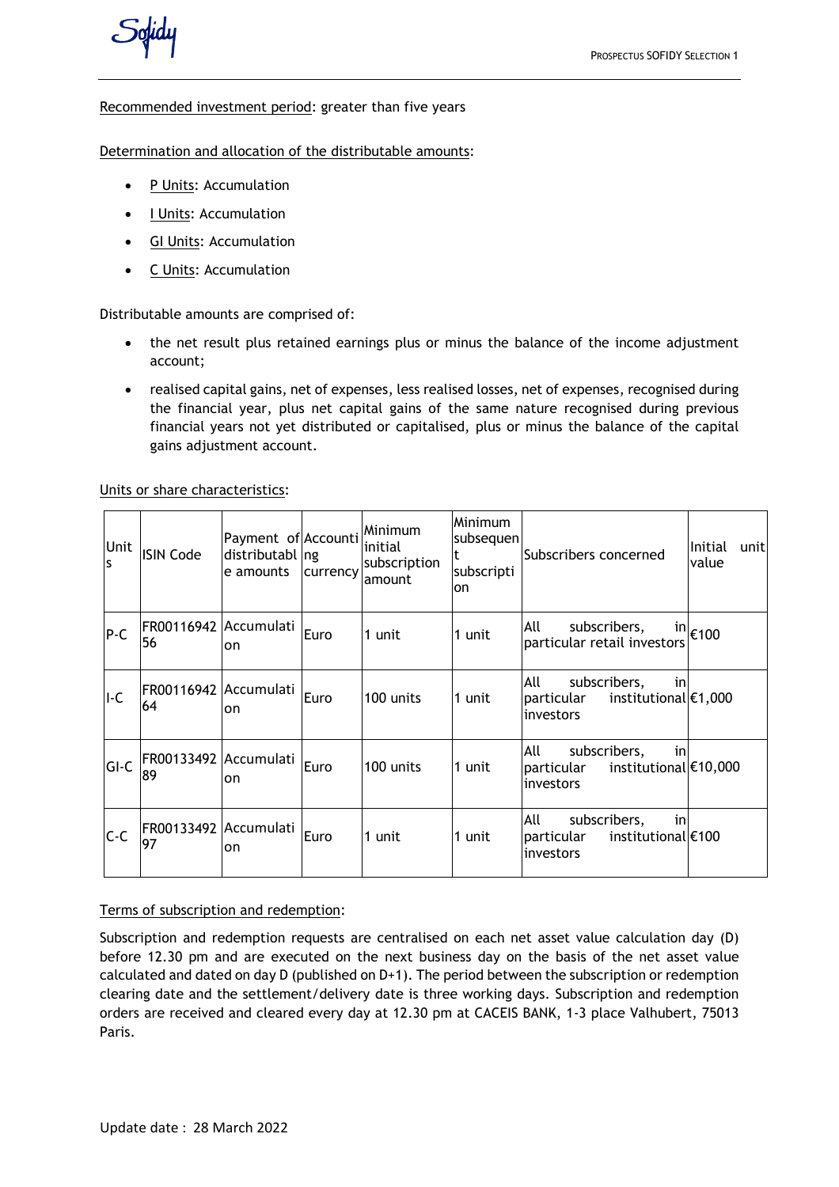Recommended investment period: greater than five years

Determination and allocation of the distributable amounts:

- P Units: Accumulation
- I Units: Accumulation
- GI Units: Accumulation
- C Units: Accumulation

Distributable amounts are comprised of:

- the net result plus retained earnings plus or minus the balance of the income adjustment account;
- realised capital gains, net of expenses, less realised losses, net of expenses, recognised during the financial year, plus net capital gains of the same nature recognised during previous financial years not yet distributed or capitalised, plus or minus the balance of the capital gains adjustment account.

Units or share characteristics:

| Units | ISIN Code | Payment of distributable amounts | Accounting currency | Minimum initial subscription amount | Minimum subsequent subscription | Subscribers concerned | Initial unit value |
|---|---|---|---|---|---|---|---|
| P-C | FR0011694256 | Accumulation | Euro | 1 unit | 1 unit | All subscribers, in particular retail investors | €100 |
| I-C | FR0011694264 | Accumulation | Euro | 100 units | 1 unit | All subscribers, in particular institutional investors | €1,000 |
| GI-C | FR0013349289 | Accumulation | Euro | 100 units | 1 unit | All subscribers, in particular institutional investors | €10,000 |
| C-C | FR0013349297 | Accumulation | Euro | 1 unit | 1 unit | All subscribers, in particular institutional investors | €100 |

Terms of subscription and redemption:

Subscription and redemption requests are centralised on each net asset value calculation day (D) before 12.30 pm and are executed on the next business day on the basis of the net asset value calculated and dated on day D (published on D+1). The period between the subscription or redemption clearing date and the settlement/delivery date is three working days. Subscription and redemption orders are received and cleared every day at 12.30 pm at CACEIS BANK, 1-3 place Valhubert, 75013 Paris.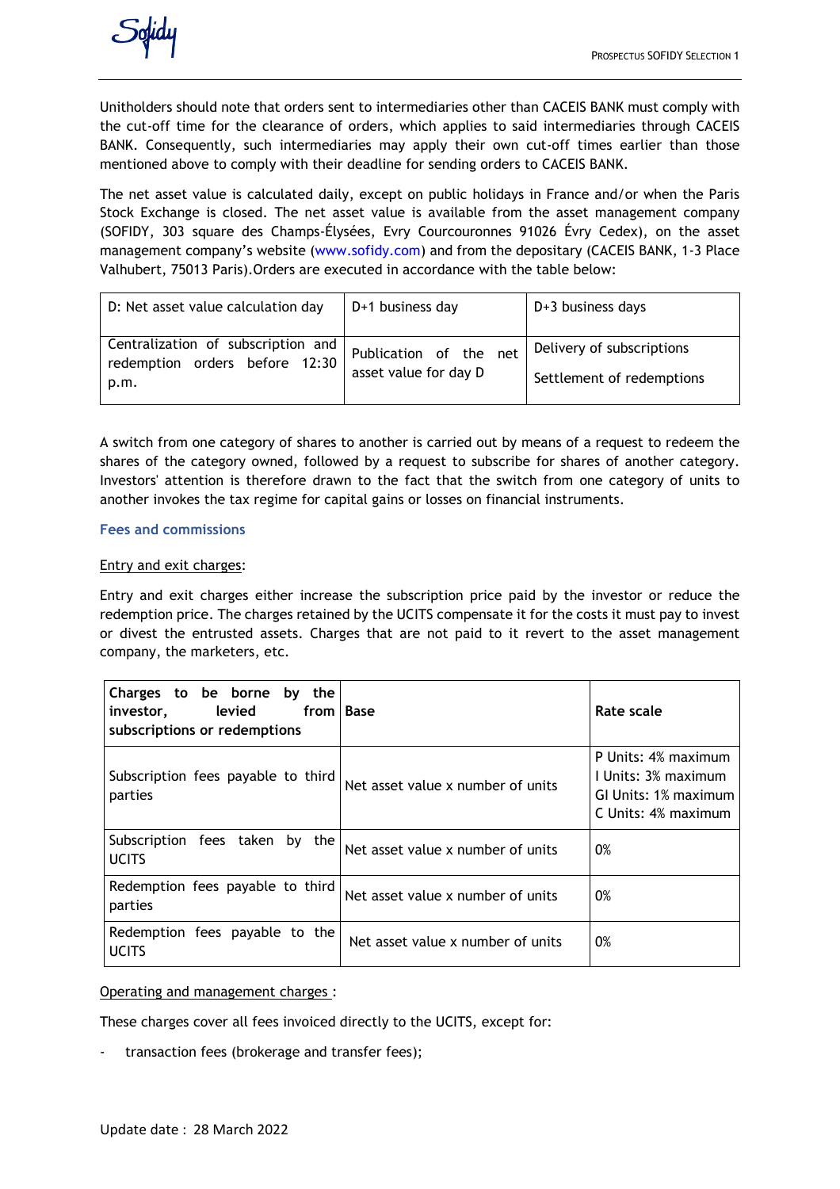Unitholders should note that orders sent to intermediaries other than CACEIS BANK must comply with the cut-off time for the clearance of orders, which applies to said intermediaries through CACEIS BANK. Consequently, such intermediaries may apply their own cut-off times earlier than those mentioned above to comply with their deadline for sending orders to CACEIS BANK.

The net asset value is calculated daily, except on public holidays in France and/or when the Paris Stock Exchange is closed. The net asset value is available from the asset management company (SOFIDY, 303 square des Champs-Élysées, Evry Courcouronnes 91026 Évry Cedex), on the asset management company's website (www.sofidy.com) and from the depositary (CACEIS BANK, 1-3 Place Valhubert, 75013 Paris).Orders are executed in accordance with the table below:

| D: Net asset value calculation day | D+1 business day | D+3 business days |
|---|---|---|
| Centralization of subscription and redemption orders before 12:30 p.m. | Publication of the net asset value for day D | Delivery of subscriptions<br>Settlement of redemptions |

A switch from one category of shares to another is carried out by means of a request to redeem the shares of the category owned, followed by a request to subscribe for shares of another category. Investors' attention is therefore drawn to the fact that the switch from one category of units to another invokes the tax regime for capital gains or losses on financial instruments.

### Fees and commissions

Entry and exit charges:

Entry and exit charges either increase the subscription price paid by the investor or reduce the redemption price. The charges retained by the UCITS compensate it for the costs it must pay to invest or divest the entrusted assets. Charges that are not paid to it revert to the asset management company, the marketers, etc.

| **Charges to be borne by the investor, levied from subscriptions or redemptions** | **Base** | **Rate scale** |
|---|---|---|
| Subscription fees payable to third parties | Net asset value x number of units | P Units: 4% maximum<br>I Units: 3% maximum<br>GI Units: 1% maximum<br>C Units: 4% maximum |
| Subscription fees taken by the UCITS | Net asset value x number of units | 0% |
| Redemption fees payable to third parties | Net asset value x number of units | 0% |
| Redemption fees payable to the UCITS | Net asset value x number of units | 0% |

Operating and management charges :

These charges cover all fees invoiced directly to the UCITS, except for:

- transaction fees (brokerage and transfer fees);

Update date : 28 March 2022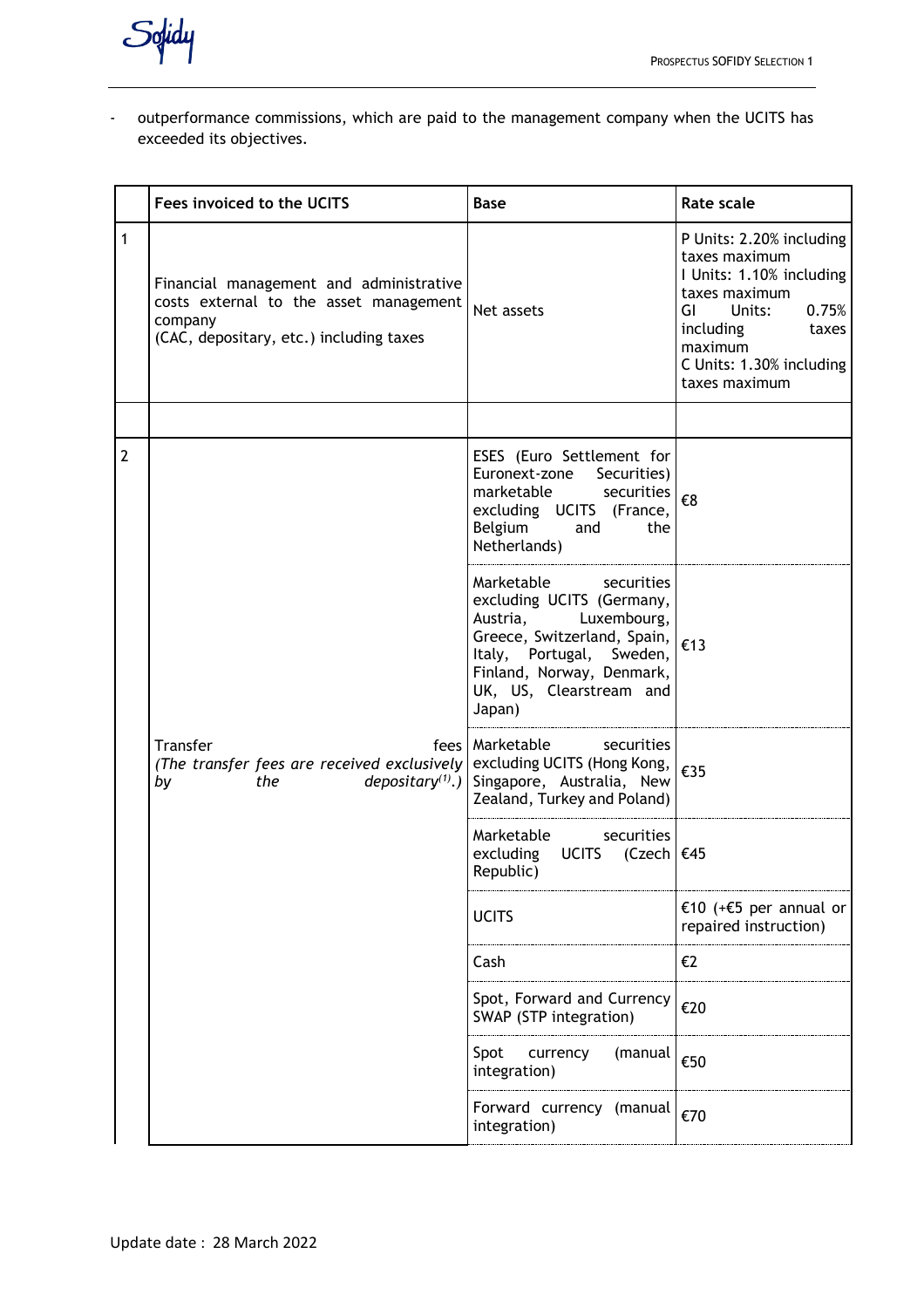- outperformance commissions, which are paid to the management company when the UCITS has exceeded its objectives.

| | Fees invoiced to the UCITS | Base | Rate scale |
|---|---|---|---|
| 1 | Financial management and administrative costs external to the asset management company (CAC, depositary, etc.) including taxes | Net assets | P Units: 2.20% including taxes maximum<br>I Units: 1.10% including taxes maximum<br>GI Units: 0.75% including taxes maximum<br>C Units: 1.30% including taxes maximum |
| | | | |
| 2 | Transfer fees *(The transfer fees are received exclusively by the depositary[(1)].)* | ESES (Euro Settlement for Euronext-zone Securities) marketable securities excluding UCITS (France, Belgium and the Netherlands) | €8 |
| | | Marketable securities excluding UCITS (Germany, Austria, Luxembourg, Greece, Switzerland, Spain, Italy, Portugal, Sweden, Finland, Norway, Denmark, UK, US, Clearstream and Japan) | €13 |
| | | Marketable securities excluding UCITS (Hong Kong, Singapore, Australia, New Zealand, Turkey and Poland) | €35 |
| | | Marketable securities excluding UCITS (Czech Republic) | €45 |
| | | UCITS | €10 (+€5 per annual or repaired instruction) |
| | | Cash | €2 |
| | | Spot, Forward and Currency SWAP (STP integration) | €20 |
| | | Spot currency (manual integration) | €50 |
| | | Forward currency (manual integration) | €70 |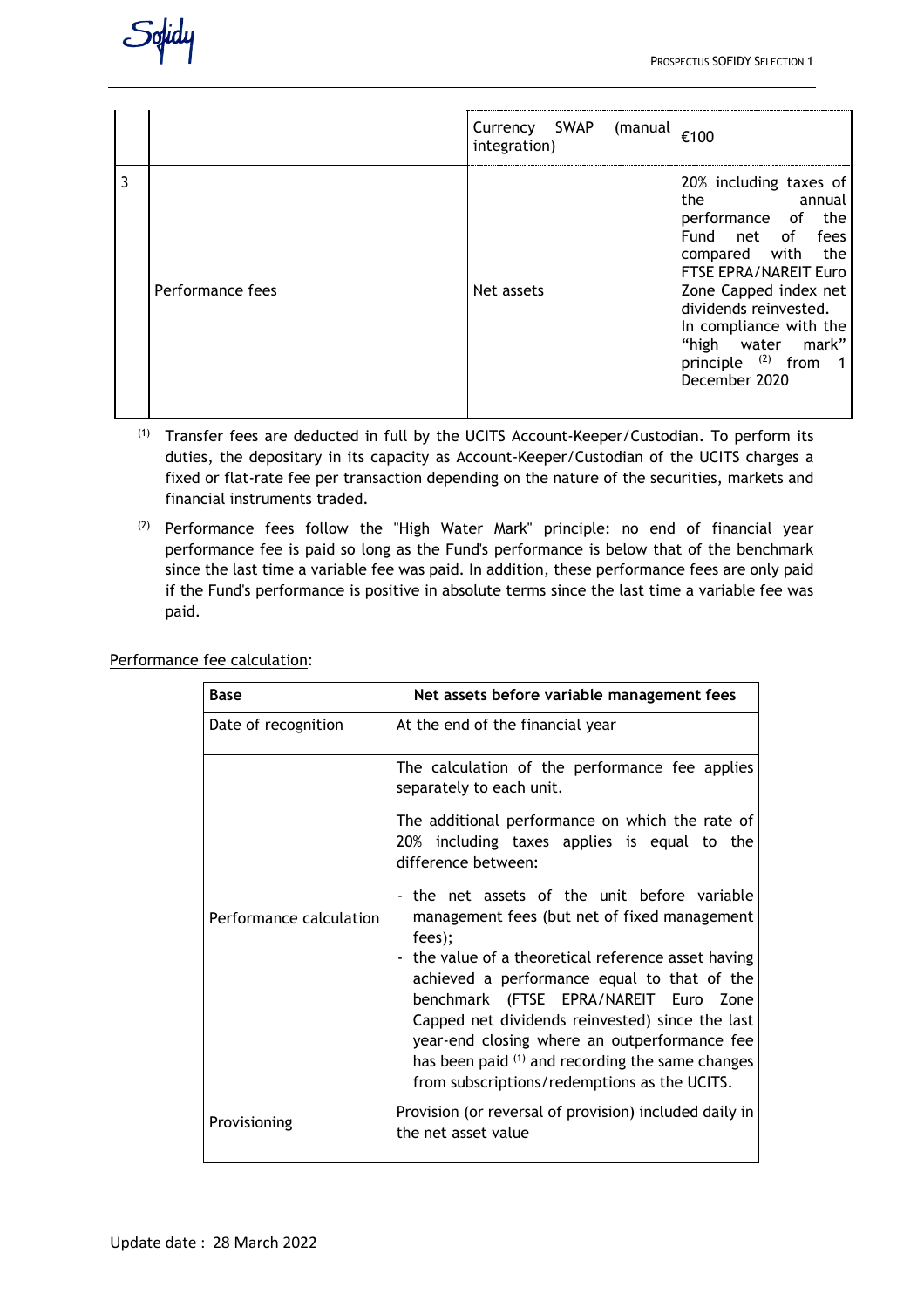| | | | |
|---|---|---|---|
| | | Currency SWAP (manual integration) | €100 |
| 3 | Performance fees | Net assets | 20% including taxes of the annual performance of the Fund net of fees compared with the FTSE EPRA/NAREIT Euro Zone Capped index net dividends reinvested. In compliance with the "high water mark" principle [2] from 1 December 2020 |

[1] Transfer fees are deducted in full by the UCITS Account-Keeper/Custodian. To perform its duties, the depositary in its capacity as Account-Keeper/Custodian of the UCITS charges a fixed or flat-rate fee per transaction depending on the nature of the securities, markets and financial instruments traded.

[2] Performance fees follow the "High Water Mark" principle: no end of financial year performance fee is paid so long as the Fund's performance is below that of the benchmark since the last time a variable fee was paid. In addition, these performance fees are only paid if the Fund's performance is positive in absolute terms since the last time a variable fee was paid.

Performance fee calculation:

| Base | Net assets before variable management fees |
|---|---|
| Date of recognition | At the end of the financial year |
| Performance calculation | The calculation of the performance fee applies separately to each unit.<br><br>The additional performance on which the rate of 20% including taxes applies is equal to the difference between:<br><br>- the net assets of the unit before variable management fees (but net of fixed management fees);<br>- the value of a theoretical reference asset having achieved a performance equal to that of the benchmark (FTSE EPRA/NAREIT Euro Zone Capped net dividends reinvested) since the last year-end closing where an outperformance fee has been paid [1] and recording the same changes from subscriptions/redemptions as the UCITS. |
| Provisioning | Provision (or reversal of provision) included daily in the net asset value |

Update date : 28 March 2022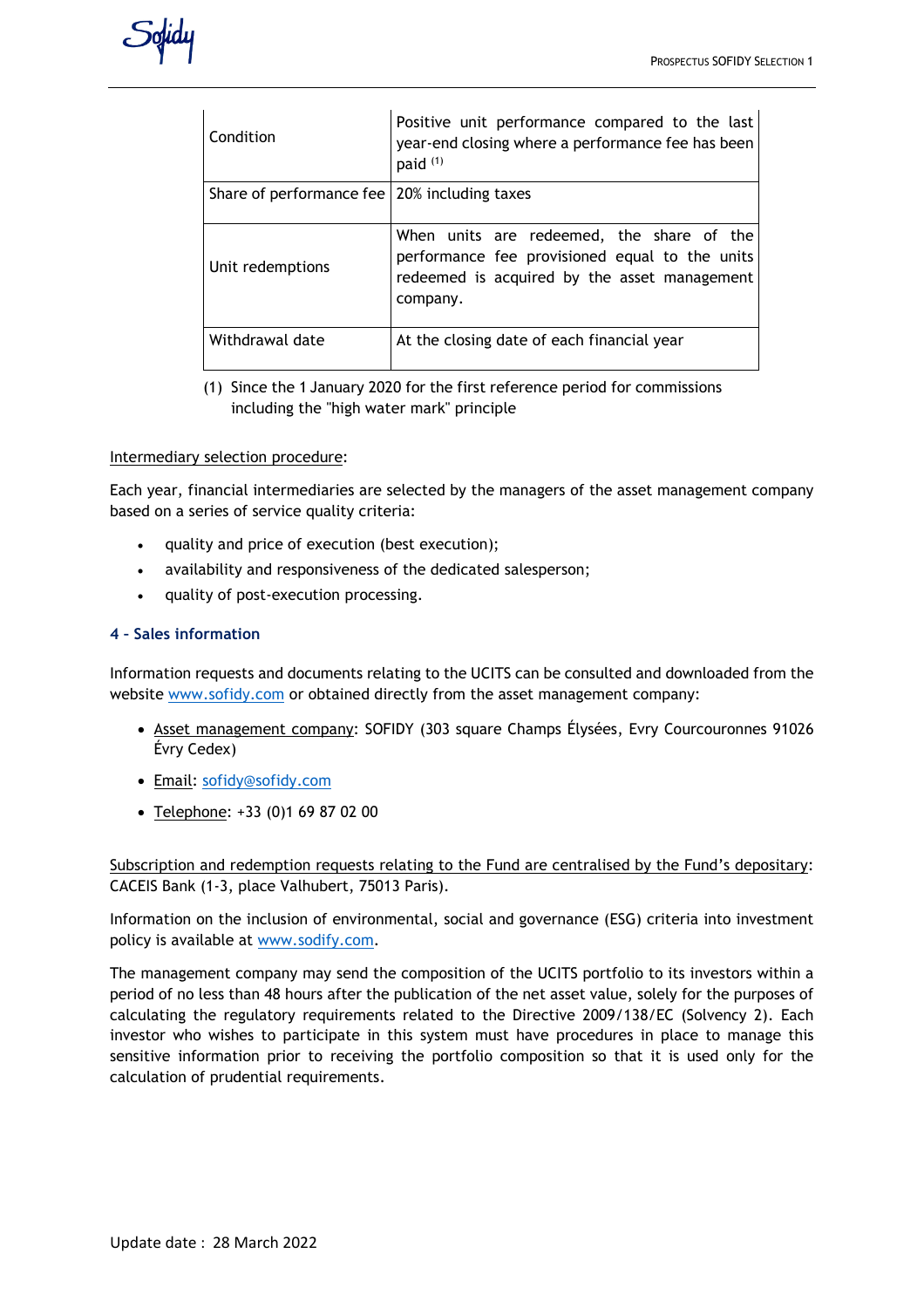| Condition | Positive unit performance compared to the last year-end closing where a performance fee has been paid [(1)] |
|---|---|
| Share of performance fee | 20% including taxes |
| Unit redemptions | When units are redeemed, the share of the performance fee provisioned equal to the units redeemed is acquired by the asset management company. |
| Withdrawal date | At the closing date of each financial year |

(1) Since the 1 January 2020 for the first reference period for commissions including the "high water mark" principle

Intermediary selection procedure:

Each year, financial intermediaries are selected by the managers of the asset management company based on a series of service quality criteria:

- quality and price of execution (best execution);
- availability and responsiveness of the dedicated salesperson;
- quality of post-execution processing.

#### 4 – Sales information

Information requests and documents relating to the UCITS can be consulted and downloaded from the website www.sofidy.com or obtained directly from the asset management company:

- Asset management company: SOFIDY (303 square Champs Élysées, Evry Courcouronnes 91026 Évry Cedex)
- Email: sofidy@sofidy.com
- Telephone: +33 (0)1 69 87 02 00

Subscription and redemption requests relating to the Fund are centralised by the Fund's depositary: CACEIS Bank (1-3, place Valhubert, 75013 Paris).

Information on the inclusion of environmental, social and governance (ESG) criteria into investment policy is available at www.sodify.com.

The management company may send the composition of the UCITS portfolio to its investors within a period of no less than 48 hours after the publication of the net asset value, solely for the purposes of calculating the regulatory requirements related to the Directive 2009/138/EC (Solvency 2). Each investor who wishes to participate in this system must have procedures in place to manage this sensitive information prior to receiving the portfolio composition so that it is used only for the calculation of prudential requirements.

Update date : 28 March 2022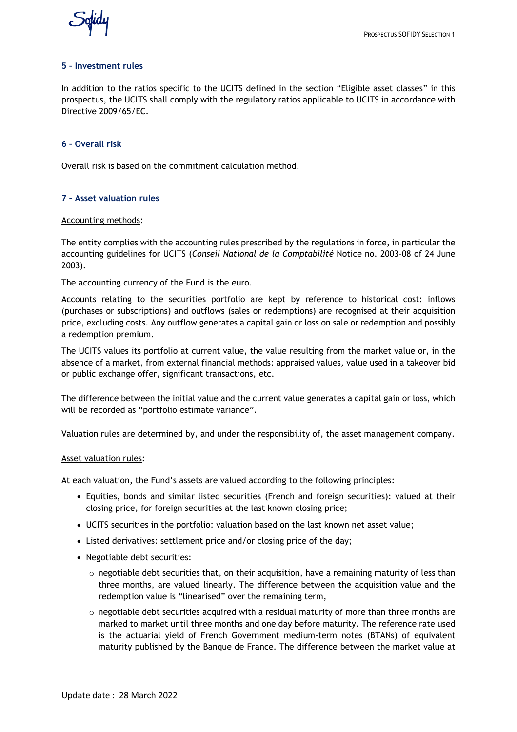### 5 – Investment rules

In addition to the ratios specific to the UCITS defined in the section “Eligible asset classes” in this prospectus, the UCITS shall comply with the regulatory ratios applicable to UCITS in accordance with Directive 2009/65/EC.

### 6 – Overall risk

Overall risk is based on the commitment calculation method.

### 7 – Asset valuation rules

Accounting methods:

The entity complies with the accounting rules prescribed by the regulations in force, in particular the accounting guidelines for UCITS (*Conseil National de la Comptabilité* Notice no. 2003-08 of 24 June 2003).

The accounting currency of the Fund is the euro.

Accounts relating to the securities portfolio are kept by reference to historical cost: inflows (purchases or subscriptions) and outflows (sales or redemptions) are recognised at their acquisition price, excluding costs. Any outflow generates a capital gain or loss on sale or redemption and possibly a redemption premium.

The UCITS values its portfolio at current value, the value resulting from the market value or, in the absence of a market, from external financial methods: appraised values, value used in a takeover bid or public exchange offer, significant transactions, etc.

The difference between the initial value and the current value generates a capital gain or loss, which will be recorded as “portfolio estimate variance”.

Valuation rules are determined by, and under the responsibility of, the asset management company.

Asset valuation rules:

At each valuation, the Fund’s assets are valued according to the following principles:

- Equities, bonds and similar listed securities (French and foreign securities): valued at their closing price, for foreign securities at the last known closing price;
- UCITS securities in the portfolio: valuation based on the last known net asset value;
- Listed derivatives: settlement price and/or closing price of the day;
- Negotiable debt securities:
  - negotiable debt securities that, on their acquisition, have a remaining maturity of less than three months, are valued linearly. The difference between the acquisition value and the redemption value is “linearised” over the remaining term,
  - negotiable debt securities acquired with a residual maturity of more than three months are marked to market until three months and one day before maturity. The reference rate used is the actuarial yield of French Government medium-term notes (BTANs) of equivalent maturity published by the Banque de France. The difference between the market value at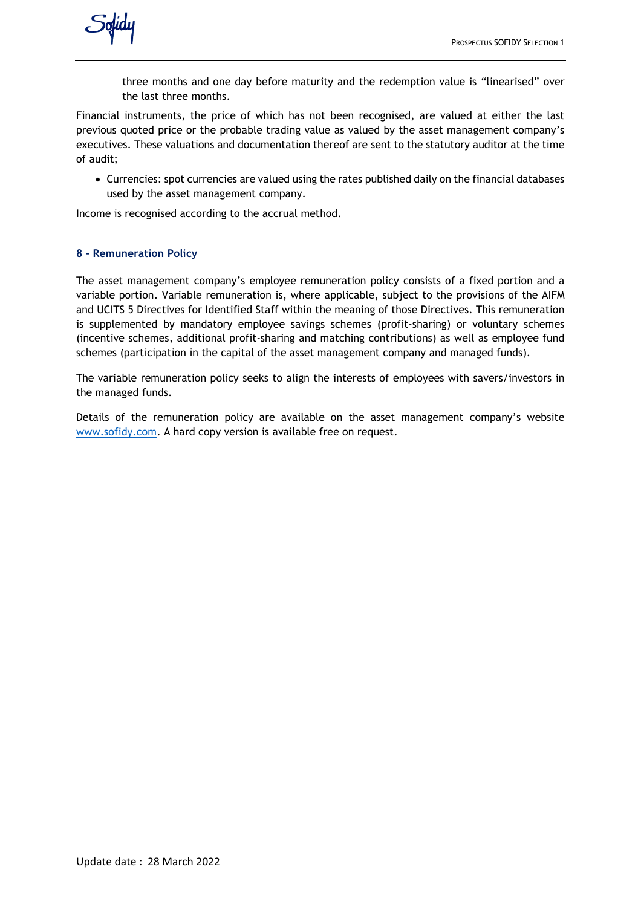three months and one day before maturity and the redemption value is "linearised" over the last three months.

Financial instruments, the price of which has not been recognised, are valued at either the last previous quoted price or the probable trading value as valued by the asset management company's executives. These valuations and documentation thereof are sent to the statutory auditor at the time of audit;

- Currencies: spot currencies are valued using the rates published daily on the financial databases used by the asset management company.

Income is recognised according to the accrual method.

### 8 – Remuneration Policy

The asset management company's employee remuneration policy consists of a fixed portion and a variable portion. Variable remuneration is, where applicable, subject to the provisions of the AIFM and UCITS 5 Directives for Identified Staff within the meaning of those Directives. This remuneration is supplemented by mandatory employee savings schemes (profit-sharing) or voluntary schemes (incentive schemes, additional profit-sharing and matching contributions) as well as employee fund schemes (participation in the capital of the asset management company and managed funds).

The variable remuneration policy seeks to align the interests of employees with savers/investors in the managed funds.

Details of the remuneration policy are available on the asset management company's website www.sofidy.com. A hard copy version is available free on request.

Update date : 28 March 2022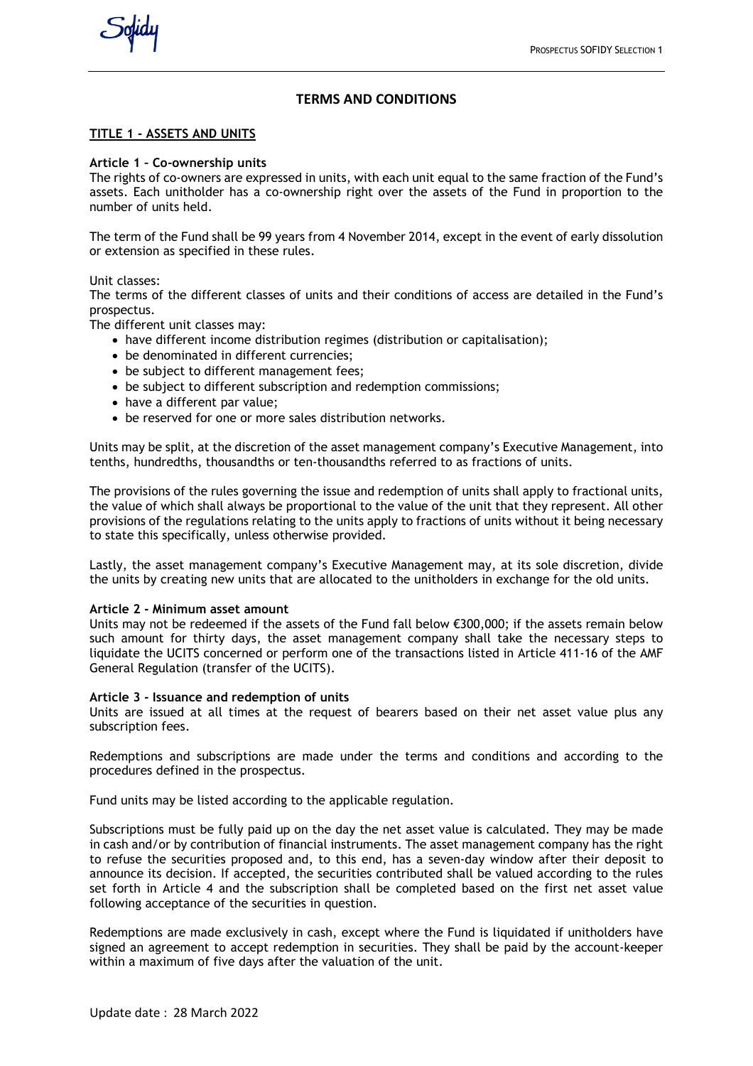## TERMS AND CONDITIONS

### TITLE 1 - ASSETS AND UNITS

**Article 1 – Co-ownership units**

The rights of co-owners are expressed in units, with each unit equal to the same fraction of the Fund's assets. Each unitholder has a co-ownership right over the assets of the Fund in proportion to the number of units held.

The term of the Fund shall be 99 years from 4 November 2014, except in the event of early dissolution or extension as specified in these rules.

Unit classes:

The terms of the different classes of units and their conditions of access are detailed in the Fund's prospectus.

The different unit classes may:

- have different income distribution regimes (distribution or capitalisation);
- be denominated in different currencies;
- be subject to different management fees;
- be subject to different subscription and redemption commissions;
- have a different par value;
- be reserved for one or more sales distribution networks.

Units may be split, at the discretion of the asset management company's Executive Management, into tenths, hundredths, thousandths or ten-thousandths referred to as fractions of units.

The provisions of the rules governing the issue and redemption of units shall apply to fractional units, the value of which shall always be proportional to the value of the unit that they represent. All other provisions of the regulations relating to the units apply to fractions of units without it being necessary to state this specifically, unless otherwise provided.

Lastly, the asset management company's Executive Management may, at its sole discretion, divide the units by creating new units that are allocated to the unitholders in exchange for the old units.

**Article 2 - Minimum asset amount**

Units may not be redeemed if the assets of the Fund fall below €300,000; if the assets remain below such amount for thirty days, the asset management company shall take the necessary steps to liquidate the UCITS concerned or perform one of the transactions listed in Article 411-16 of the AMF General Regulation (transfer of the UCITS).

**Article 3 - Issuance and redemption of units**

Units are issued at all times at the request of bearers based on their net asset value plus any subscription fees.

Redemptions and subscriptions are made under the terms and conditions and according to the procedures defined in the prospectus.

Fund units may be listed according to the applicable regulation.

Subscriptions must be fully paid up on the day the net asset value is calculated. They may be made in cash and/or by contribution of financial instruments. The asset management company has the right to refuse the securities proposed and, to this end, has a seven-day window after their deposit to announce its decision. If accepted, the securities contributed shall be valued according to the rules set forth in Article 4 and the subscription shall be completed based on the first net asset value following acceptance of the securities in question.

Redemptions are made exclusively in cash, except where the Fund is liquidated if unitholders have signed an agreement to accept redemption in securities. They shall be paid by the account-keeper within a maximum of five days after the valuation of the unit.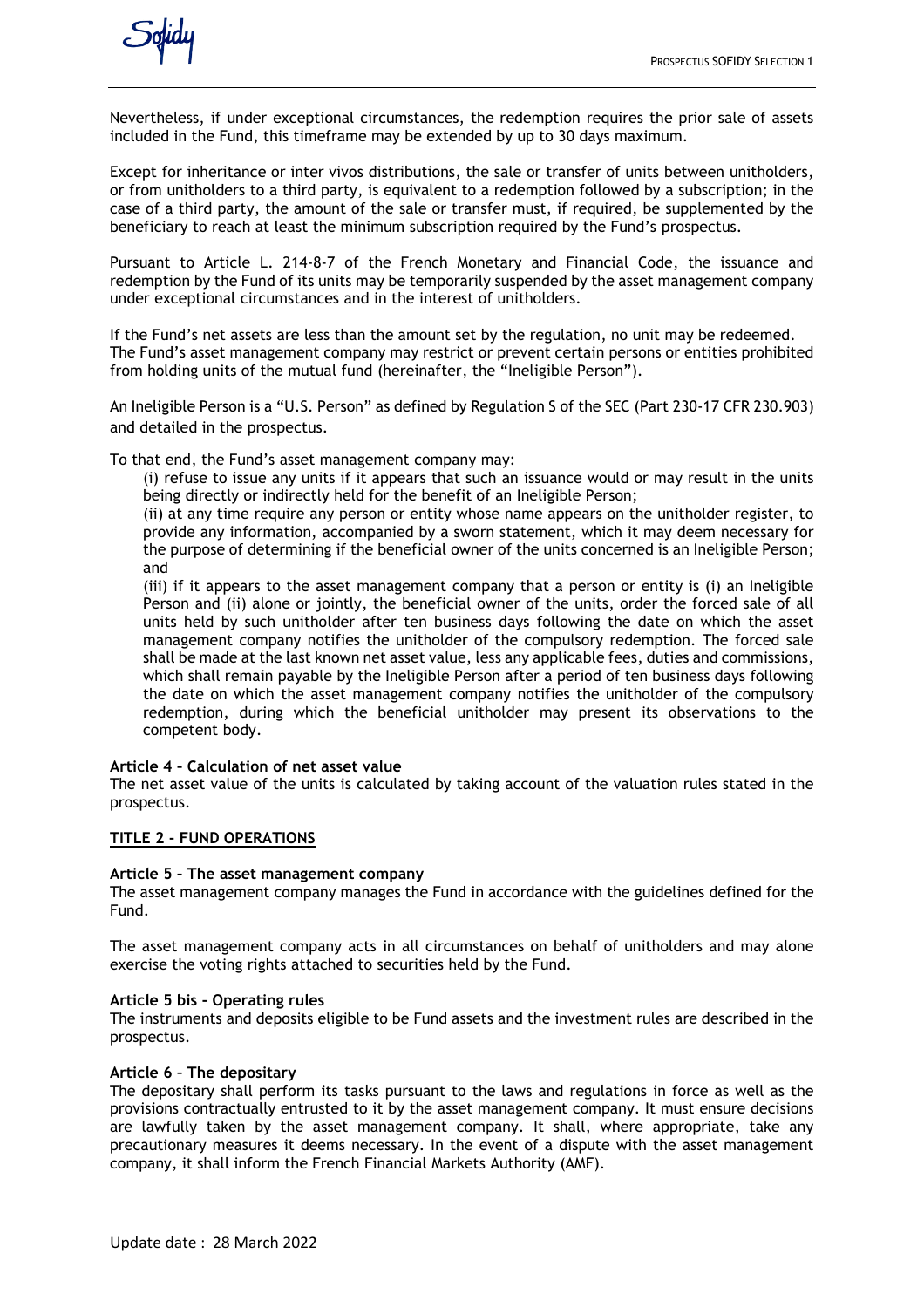Nevertheless, if under exceptional circumstances, the redemption requires the prior sale of assets included in the Fund, this timeframe may be extended by up to 30 days maximum.

Except for inheritance or inter vivos distributions, the sale or transfer of units between unitholders, or from unitholders to a third party, is equivalent to a redemption followed by a subscription; in the case of a third party, the amount of the sale or transfer must, if required, be supplemented by the beneficiary to reach at least the minimum subscription required by the Fund's prospectus.

Pursuant to Article L. 214-8-7 of the French Monetary and Financial Code, the issuance and redemption by the Fund of its units may be temporarily suspended by the asset management company under exceptional circumstances and in the interest of unitholders.

If the Fund's net assets are less than the amount set by the regulation, no unit may be redeemed. The Fund's asset management company may restrict or prevent certain persons or entities prohibited from holding units of the mutual fund (hereinafter, the "Ineligible Person").

An Ineligible Person is a "U.S. Person" as defined by Regulation S of the SEC (Part 230-17 CFR 230.903) and detailed in the prospectus.

To that end, the Fund's asset management company may:

(i) refuse to issue any units if it appears that such an issuance would or may result in the units being directly or indirectly held for the benefit of an Ineligible Person;

(ii) at any time require any person or entity whose name appears on the unitholder register, to provide any information, accompanied by a sworn statement, which it may deem necessary for the purpose of determining if the beneficial owner of the units concerned is an Ineligible Person; and

(iii) if it appears to the asset management company that a person or entity is (i) an Ineligible Person and (ii) alone or jointly, the beneficial owner of the units, order the forced sale of all units held by such unitholder after ten business days following the date on which the asset management company notifies the unitholder of the compulsory redemption. The forced sale shall be made at the last known net asset value, less any applicable fees, duties and commissions, which shall remain payable by the Ineligible Person after a period of ten business days following the date on which the asset management company notifies the unitholder of the compulsory redemption, during which the beneficial unitholder may present its observations to the competent body.

**Article 4 – Calculation of net asset value**

The net asset value of the units is calculated by taking account of the valuation rules stated in the prospectus.

## TITLE 2 - FUND OPERATIONS

**Article 5 – The asset management company**

The asset management company manages the Fund in accordance with the guidelines defined for the Fund.

The asset management company acts in all circumstances on behalf of unitholders and may alone exercise the voting rights attached to securities held by the Fund.

**Article 5 bis - Operating rules**

The instruments and deposits eligible to be Fund assets and the investment rules are described in the prospectus.

**Article 6 – The depositary**

The depositary shall perform its tasks pursuant to the laws and regulations in force as well as the provisions contractually entrusted to it by the asset management company. It must ensure decisions are lawfully taken by the asset management company. It shall, where appropriate, take any precautionary measures it deems necessary. In the event of a dispute with the asset management company, it shall inform the French Financial Markets Authority (AMF).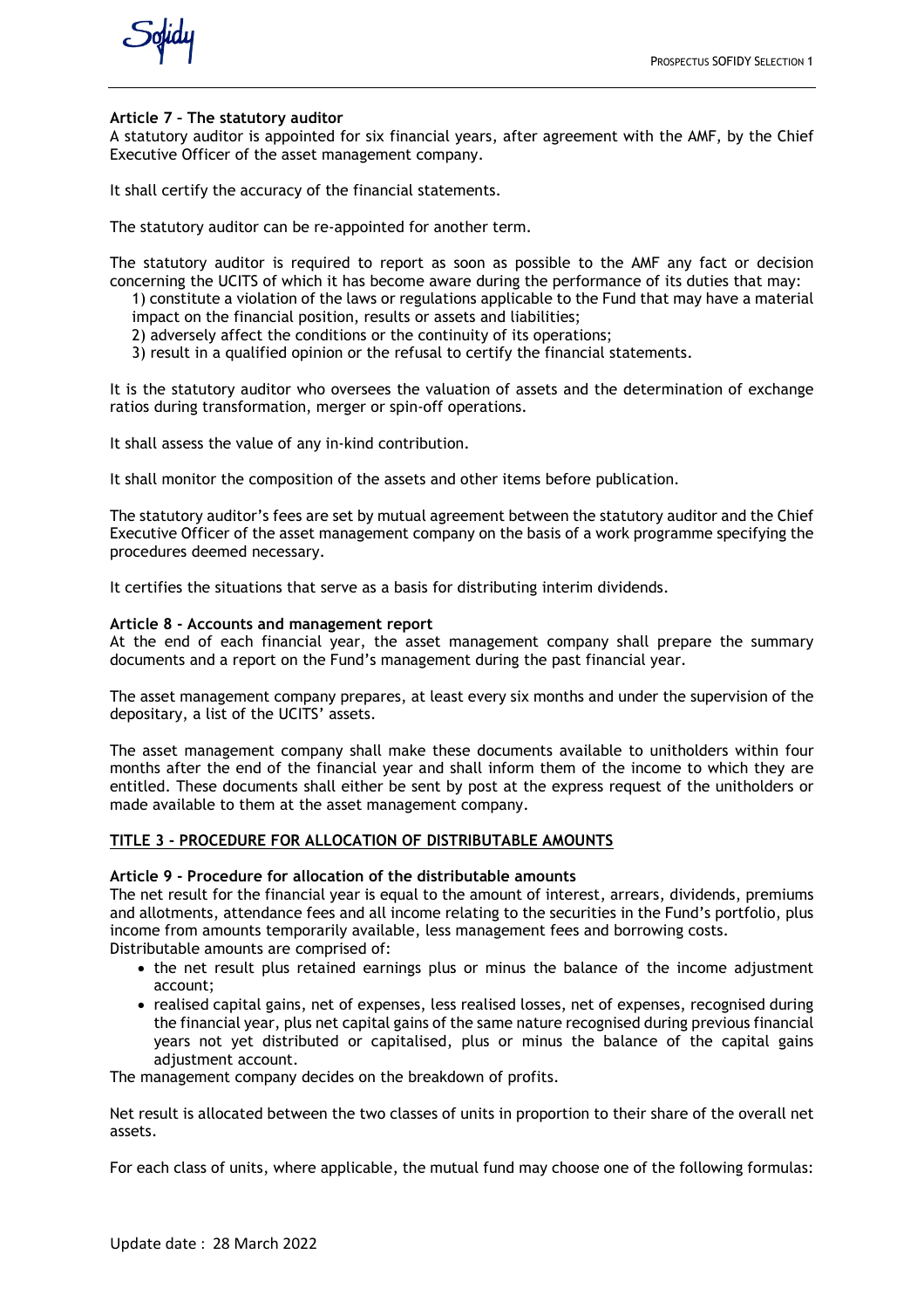**Article 7 – The statutory auditor**

A statutory auditor is appointed for six financial years, after agreement with the AMF, by the Chief Executive Officer of the asset management company.

It shall certify the accuracy of the financial statements.

The statutory auditor can be re-appointed for another term.

The statutory auditor is required to report as soon as possible to the AMF any fact or decision concerning the UCITS of which it has become aware during the performance of its duties that may:

1) constitute a violation of the laws or regulations applicable to the Fund that may have a material impact on the financial position, results or assets and liabilities;
2) adversely affect the conditions or the continuity of its operations;
3) result in a qualified opinion or the refusal to certify the financial statements.

It is the statutory auditor who oversees the valuation of assets and the determination of exchange ratios during transformation, merger or spin-off operations.

It shall assess the value of any in-kind contribution.

It shall monitor the composition of the assets and other items before publication.

The statutory auditor's fees are set by mutual agreement between the statutory auditor and the Chief Executive Officer of the asset management company on the basis of a work programme specifying the procedures deemed necessary.

It certifies the situations that serve as a basis for distributing interim dividends.

**Article 8 - Accounts and management report**

At the end of each financial year, the asset management company shall prepare the summary documents and a report on the Fund's management during the past financial year.

The asset management company prepares, at least every six months and under the supervision of the depositary, a list of the UCITS' assets.

The asset management company shall make these documents available to unitholders within four months after the end of the financial year and shall inform them of the income to which they are entitled. These documents shall either be sent by post at the express request of the unitholders or made available to them at the asset management company.

## TITLE 3 - PROCEDURE FOR ALLOCATION OF DISTRIBUTABLE AMOUNTS

**Article 9 - Procedure for allocation of the distributable amounts**

The net result for the financial year is equal to the amount of interest, arrears, dividends, premiums and allotments, attendance fees and all income relating to the securities in the Fund's portfolio, plus income from amounts temporarily available, less management fees and borrowing costs.
Distributable amounts are comprised of:

- the net result plus retained earnings plus or minus the balance of the income adjustment account;
- realised capital gains, net of expenses, less realised losses, net of expenses, recognised during the financial year, plus net capital gains of the same nature recognised during previous financial years not yet distributed or capitalised, plus or minus the balance of the capital gains adjustment account.

The management company decides on the breakdown of profits.

Net result is allocated between the two classes of units in proportion to their share of the overall net assets.

For each class of units, where applicable, the mutual fund may choose one of the following formulas: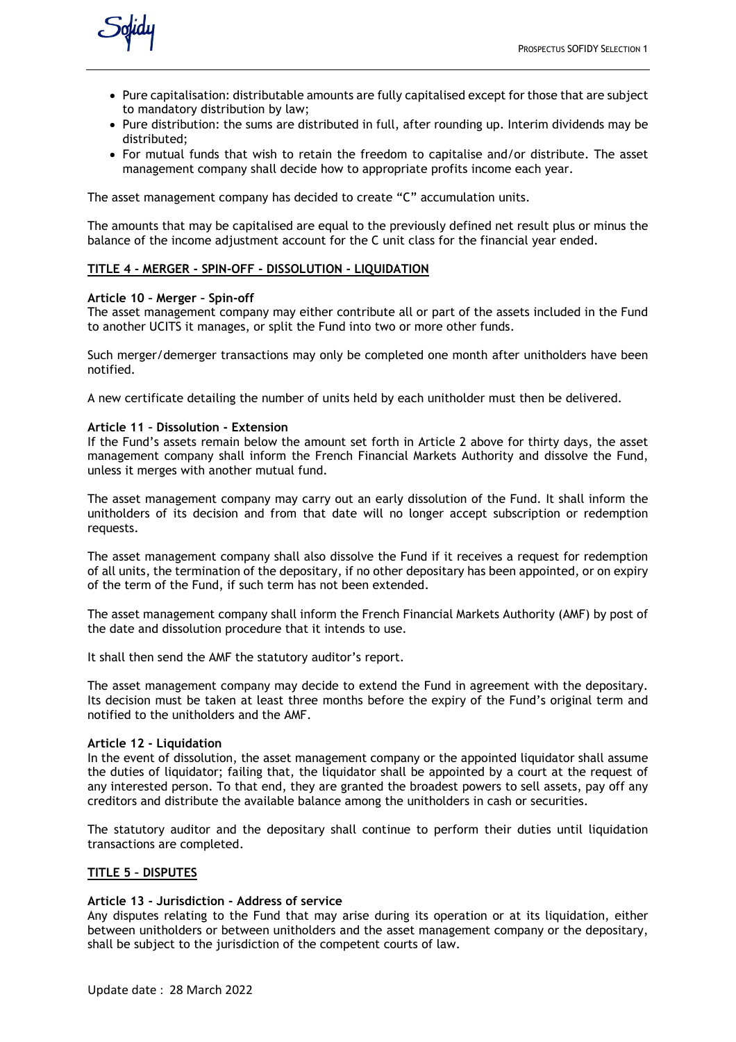- Pure capitalisation: distributable amounts are fully capitalised except for those that are subject to mandatory distribution by law;
- Pure distribution: the sums are distributed in full, after rounding up. Interim dividends may be distributed;
- For mutual funds that wish to retain the freedom to capitalise and/or distribute. The asset management company shall decide how to appropriate profits income each year.

The asset management company has decided to create "C" accumulation units.

The amounts that may be capitalised are equal to the previously defined net result plus or minus the balance of the income adjustment account for the C unit class for the financial year ended.

## TITLE 4 - MERGER - SPIN-OFF - DISSOLUTION - LIQUIDATION

### Article 10 – Merger – Spin-off

The asset management company may either contribute all or part of the assets included in the Fund to another UCITS it manages, or split the Fund into two or more other funds.

Such merger/demerger transactions may only be completed one month after unitholders have been notified.

A new certificate detailing the number of units held by each unitholder must then be delivered.

### Article 11 – Dissolution - Extension

If the Fund's assets remain below the amount set forth in Article 2 above for thirty days, the asset management company shall inform the French Financial Markets Authority and dissolve the Fund, unless it merges with another mutual fund.

The asset management company may carry out an early dissolution of the Fund. It shall inform the unitholders of its decision and from that date will no longer accept subscription or redemption requests.

The asset management company shall also dissolve the Fund if it receives a request for redemption of all units, the termination of the depositary, if no other depositary has been appointed, or on expiry of the term of the Fund, if such term has not been extended.

The asset management company shall inform the French Financial Markets Authority (AMF) by post of the date and dissolution procedure that it intends to use.

It shall then send the AMF the statutory auditor's report.

The asset management company may decide to extend the Fund in agreement with the depositary. Its decision must be taken at least three months before the expiry of the Fund's original term and notified to the unitholders and the AMF.

### Article 12 - Liquidation

In the event of dissolution, the asset management company or the appointed liquidator shall assume the duties of liquidator; failing that, the liquidator shall be appointed by a court at the request of any interested person. To that end, they are granted the broadest powers to sell assets, pay off any creditors and distribute the available balance among the unitholders in cash or securities.

The statutory auditor and the depositary shall continue to perform their duties until liquidation transactions are completed.

## TITLE 5 – DISPUTES

### Article 13 - Jurisdiction - Address of service

Any disputes relating to the Fund that may arise during its operation or at its liquidation, either between unitholders or between unitholders and the asset management company or the depositary, shall be subject to the jurisdiction of the competent courts of law.

Update date : 28 March 2022